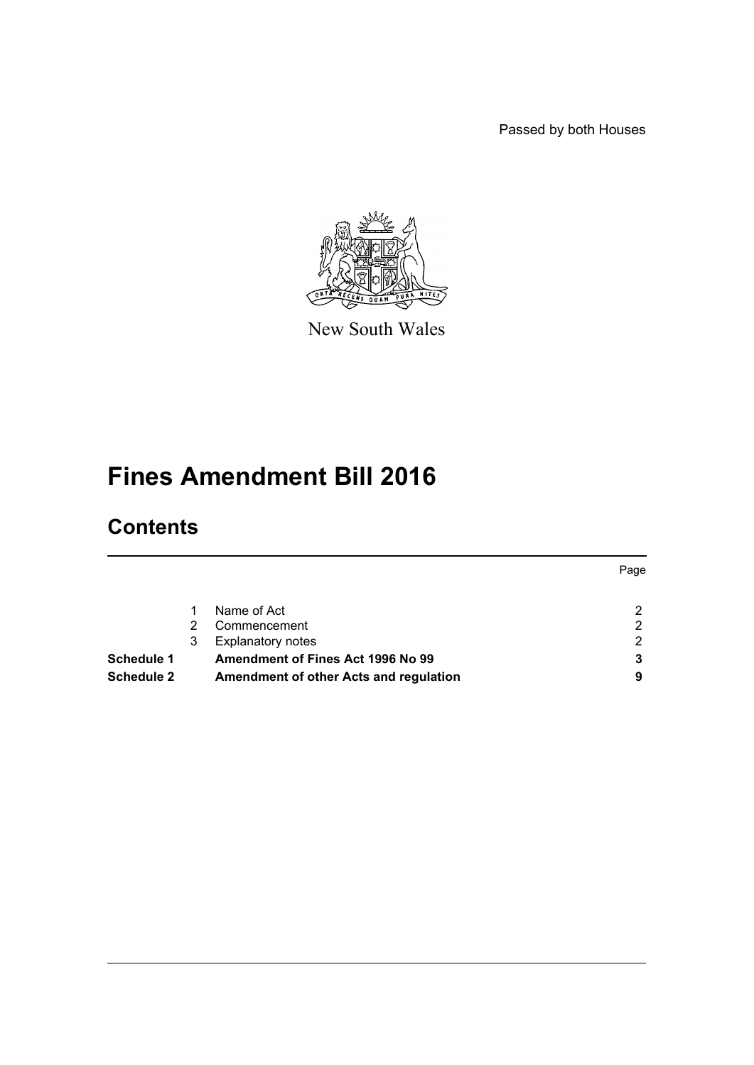Passed by both Houses

New South Wales

# Fines Amendment Bill 2016

## Contents

| | | | Page |
|---|---|---|---|
| | 1 | Name of Act | 2 |
| | 2 | Commencement | 2 |
| | 3 | Explanatory notes | 2 |
| **Schedule 1** | | **Amendment of Fines Act 1996 No 99** | **3** |
| **Schedule 2** | | **Amendment of other Acts and regulation** | **9** |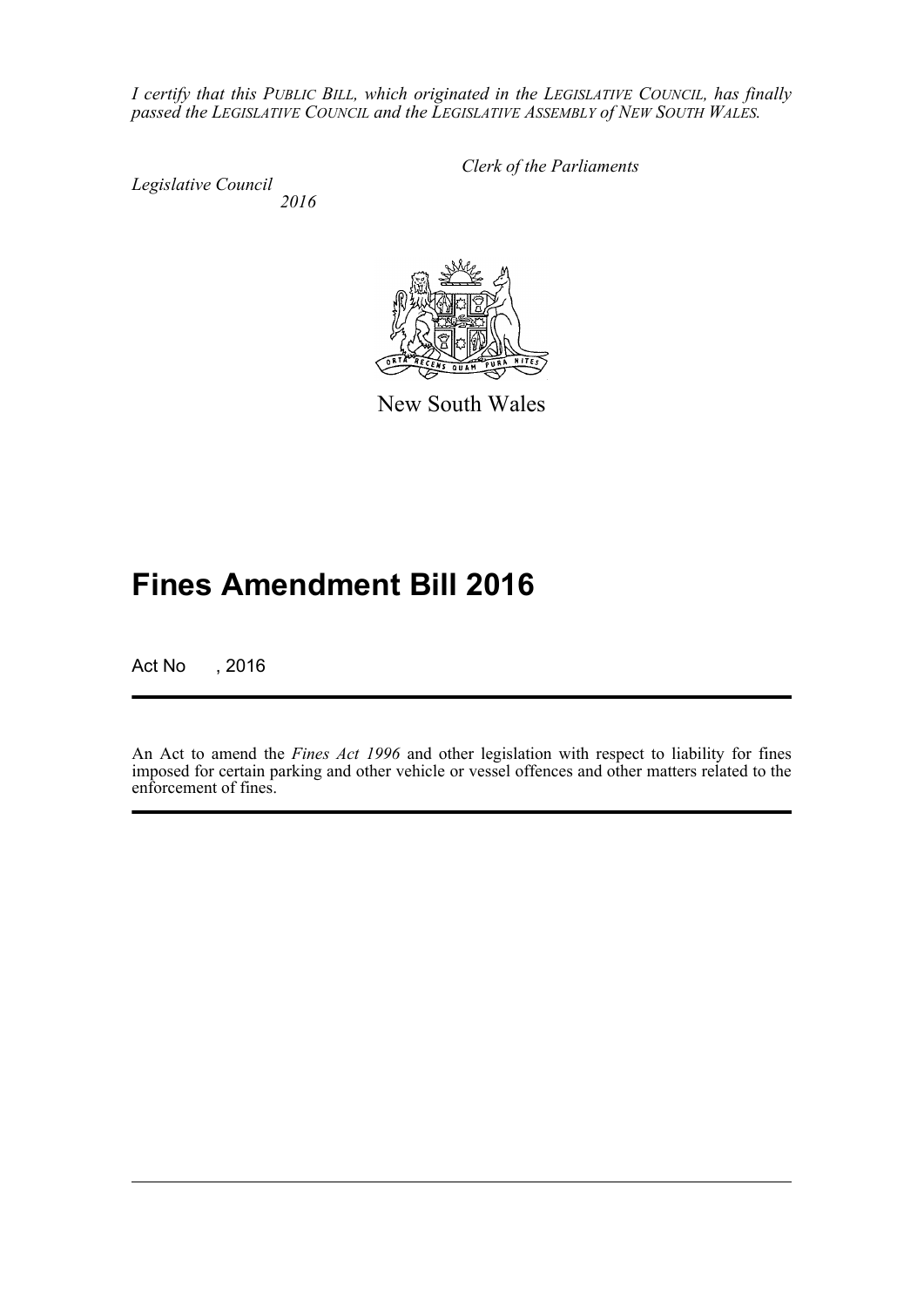*I certify that this PUBLIC BILL, which originated in the LEGISLATIVE COUNCIL, has finally passed the LEGISLATIVE COUNCIL and the LEGISLATIVE ASSEMBLY of NEW SOUTH WALES.*

*Clerk of the Parliaments*

*Legislative Council*
*2016*

New South Wales

# Fines Amendment Bill 2016

Act No , 2016

An Act to amend the *Fines Act 1996* and other legislation with respect to liability for fines imposed for certain parking and other vehicle or vessel offences and other matters related to the enforcement of fines.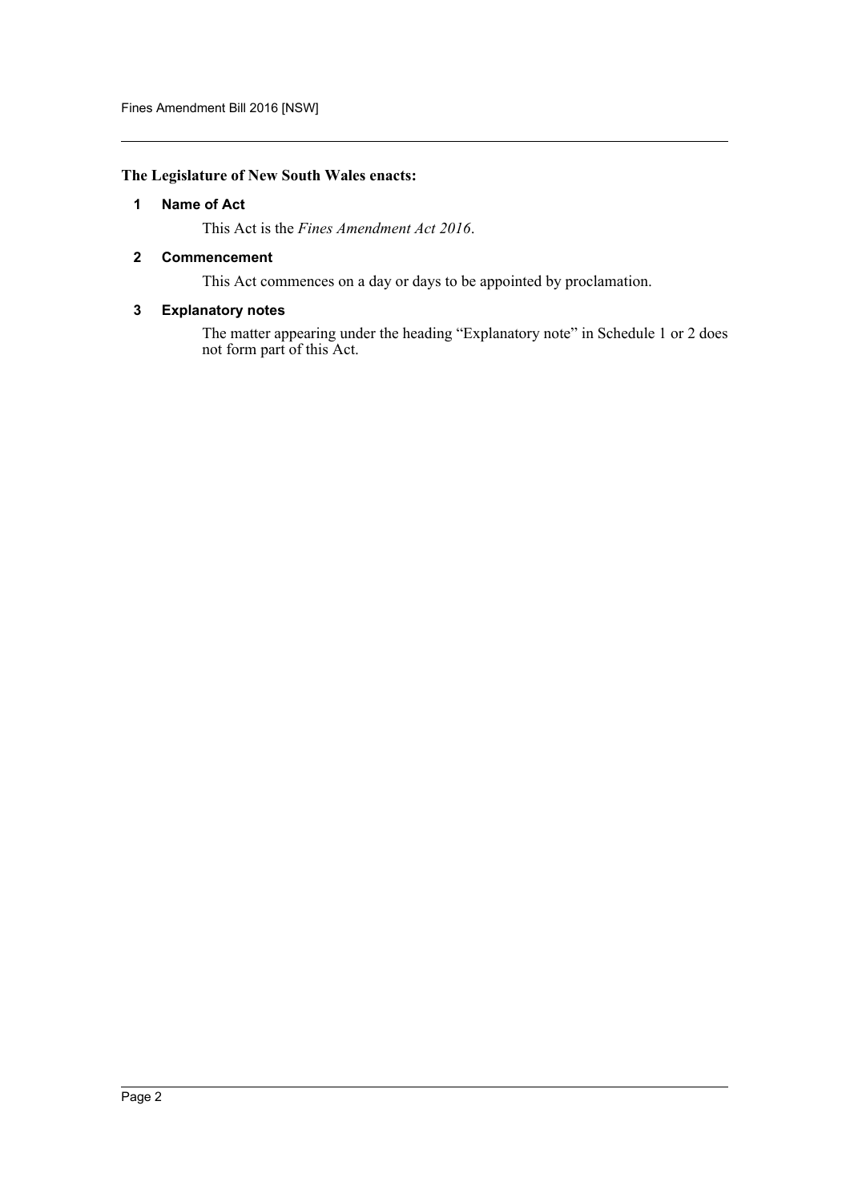**The Legislature of New South Wales enacts:**

### 1 Name of Act

This Act is the *Fines Amendment Act 2016*.

### 2 Commencement

This Act commences on a day or days to be appointed by proclamation.

### 3 Explanatory notes

The matter appearing under the heading "Explanatory note" in Schedule 1 or 2 does not form part of this Act.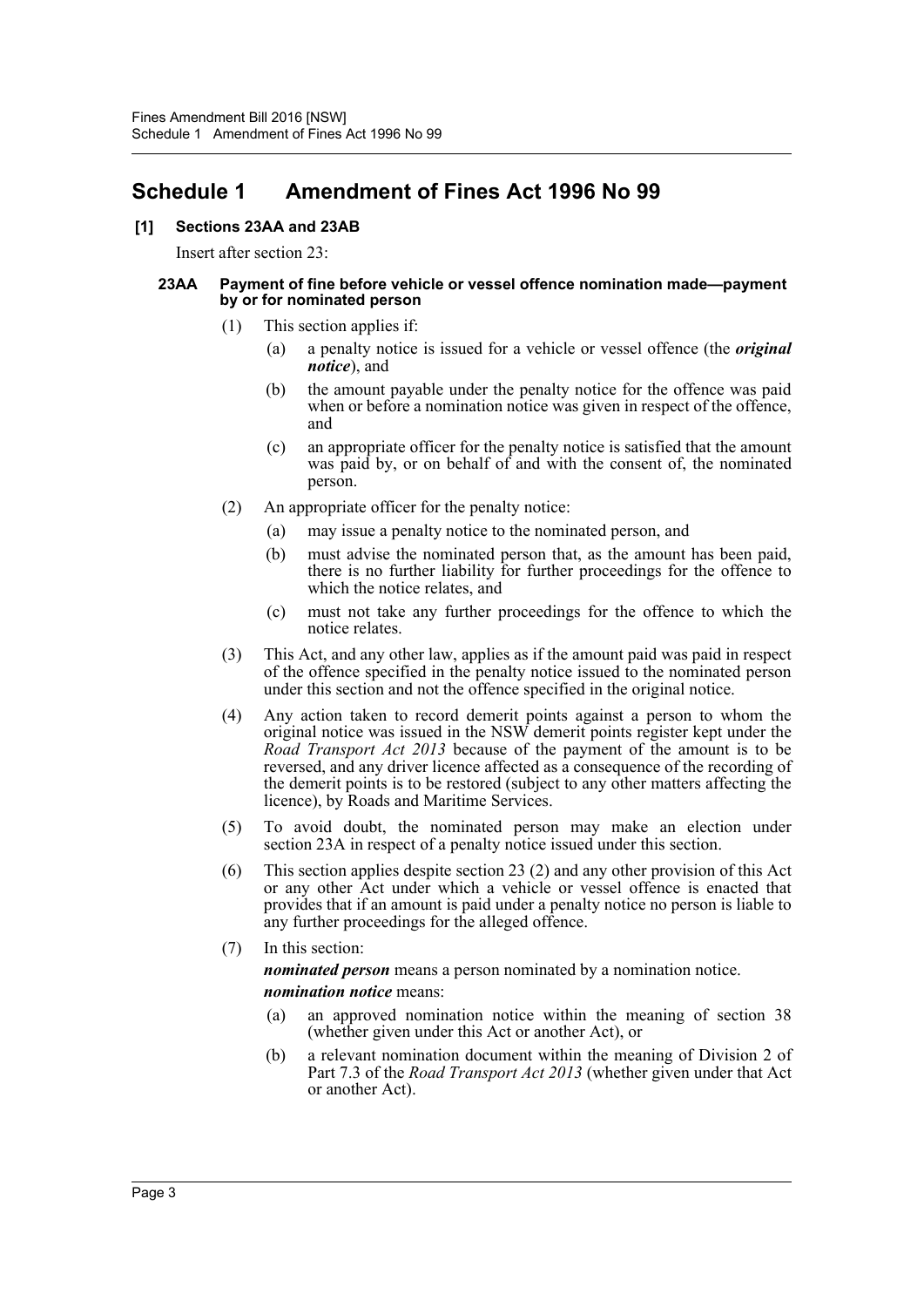# Schedule 1 Amendment of Fines Act 1996 No 99

**[1] Sections 23AA and 23AB**

Insert after section 23:

**23AA Payment of fine before vehicle or vessel offence nomination made—payment by or for nominated person**

(1) This section applies if:

(a) a penalty notice is issued for a vehicle or vessel offence (the ***original notice***), and

(b) the amount payable under the penalty notice for the offence was paid when or before a nomination notice was given in respect of the offence, and

(c) an appropriate officer for the penalty notice is satisfied that the amount was paid by, or on behalf of and with the consent of, the nominated person.

(2) An appropriate officer for the penalty notice:

(a) may issue a penalty notice to the nominated person, and

(b) must advise the nominated person that, as the amount has been paid, there is no further liability for further proceedings for the offence to which the notice relates, and

(c) must not take any further proceedings for the offence to which the notice relates.

(3) This Act, and any other law, applies as if the amount paid was paid in respect of the offence specified in the penalty notice issued to the nominated person under this section and not the offence specified in the original notice.

(4) Any action taken to record demerit points against a person to whom the original notice was issued in the NSW demerit points register kept under the *Road Transport Act 2013* because of the payment of the amount is to be reversed, and any driver licence affected as a consequence of the recording of the demerit points is to be restored (subject to any other matters affecting the licence), by Roads and Maritime Services.

(5) To avoid doubt, the nominated person may make an election under section 23A in respect of a penalty notice issued under this section.

(6) This section applies despite section 23 (2) and any other provision of this Act or any other Act under which a vehicle or vessel offence is enacted that provides that if an amount is paid under a penalty notice no person is liable to any further proceedings for the alleged offence.

(7) In this section:

***nominated person*** means a person nominated by a nomination notice.

***nomination notice*** means:

(a) an approved nomination notice within the meaning of section 38 (whether given under this Act or another Act), or

(b) a relevant nomination document within the meaning of Division 2 of Part 7.3 of the *Road Transport Act 2013* (whether given under that Act or another Act).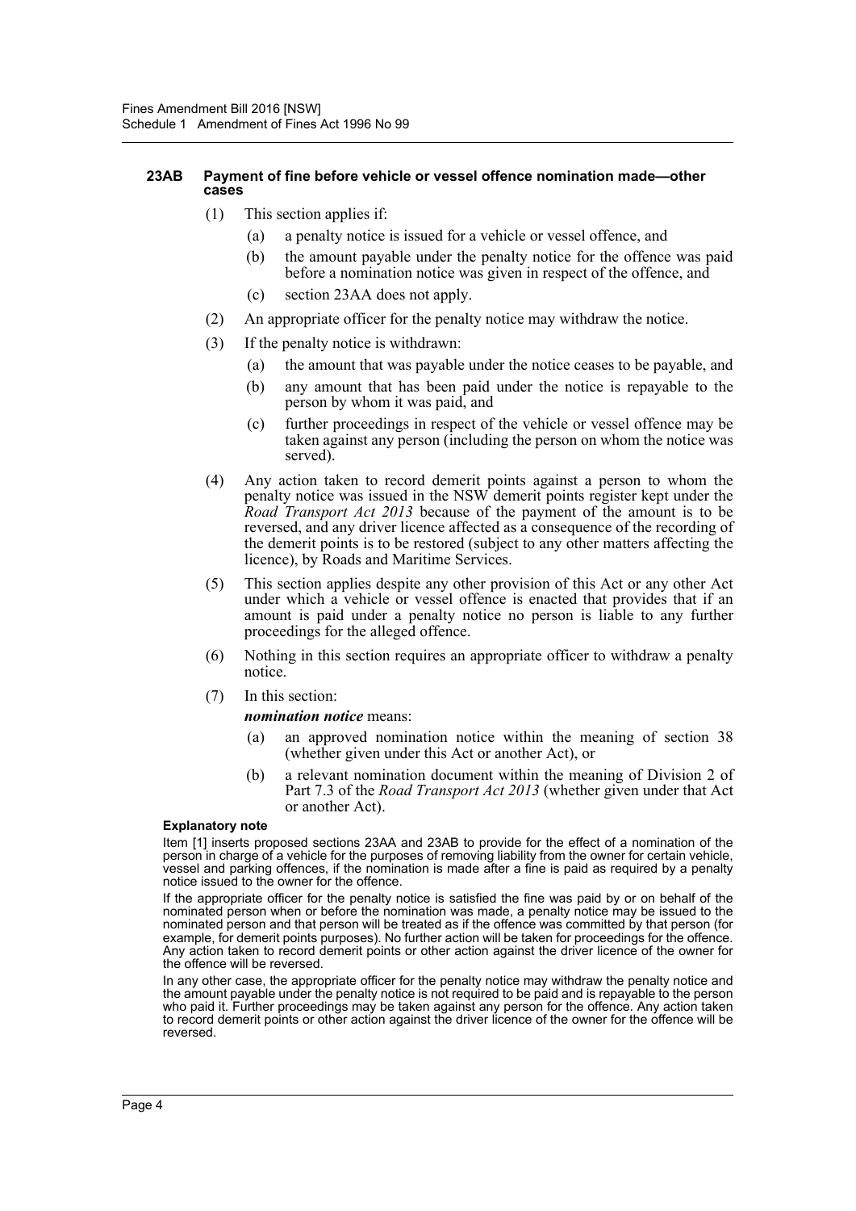#### 23AB Payment of fine before vehicle or vessel offence nomination made—other cases

(1) This section applies if:

  (a) a penalty notice is issued for a vehicle or vessel offence, and

  (b) the amount payable under the penalty notice for the offence was paid before a nomination notice was given in respect of the offence, and

  (c) section 23AA does not apply.

(2) An appropriate officer for the penalty notice may withdraw the notice.

(3) If the penalty notice is withdrawn:

  (a) the amount that was payable under the notice ceases to be payable, and

  (b) any amount that has been paid under the notice is repayable to the person by whom it was paid, and

  (c) further proceedings in respect of the vehicle or vessel offence may be taken against any person (including the person on whom the notice was served).

(4) Any action taken to record demerit points against a person to whom the penalty notice was issued in the NSW demerit points register kept under the *Road Transport Act 2013* because of the payment of the amount is to be reversed, and any driver licence affected as a consequence of the recording of the demerit points is to be restored (subject to any other matters affecting the licence), by Roads and Maritime Services.

(5) This section applies despite any other provision of this Act or any other Act under which a vehicle or vessel offence is enacted that provides that if an amount is paid under a penalty notice no person is liable to any further proceedings for the alleged offence.

(6) Nothing in this section requires an appropriate officer to withdraw a penalty notice.

(7) In this section:

***nomination notice*** means:

  (a) an approved nomination notice within the meaning of section 38 (whether given under this Act or another Act), or

  (b) a relevant nomination document within the meaning of Division 2 of Part 7.3 of the *Road Transport Act 2013* (whether given under that Act or another Act).

**Explanatory note**

Item [1] inserts proposed sections 23AA and 23AB to provide for the effect of a nomination of the person in charge of a vehicle for the purposes of removing liability from the owner for certain vehicle, vessel and parking offences, if the nomination is made after a fine is paid as required by a penalty notice issued to the owner for the offence.

If the appropriate officer for the penalty notice is satisfied the fine was paid by or on behalf of the nominated person when or before the nomination was made, a penalty notice may be issued to the nominated person and that person will be treated as if the offence was committed by that person (for example, for demerit points purposes). No further action will be taken for proceedings for the offence. Any action taken to record demerit points or other action against the driver licence of the owner for the offence will be reversed.

In any other case, the appropriate officer for the penalty notice may withdraw the penalty notice and the amount payable under the penalty notice is not required to be paid and is repayable to the person who paid it. Further proceedings may be taken against any person for the offence. Any action taken to record demerit points or other action against the driver licence of the owner for the offence will be reversed.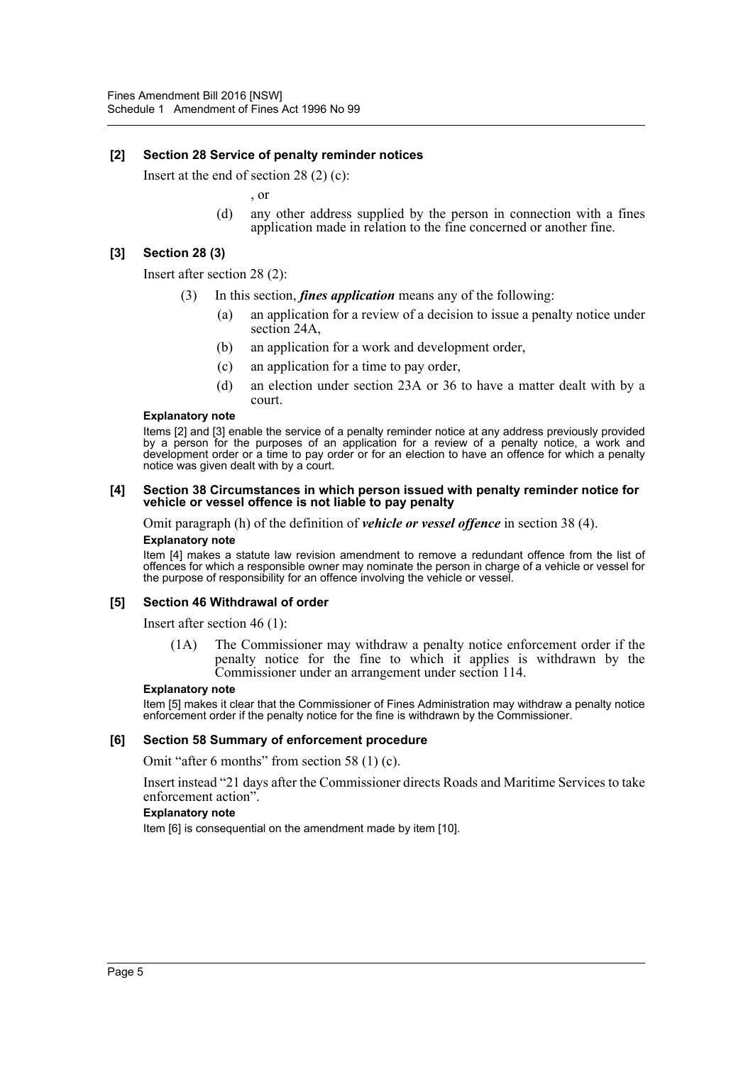### [2] Section 28 Service of penalty reminder notices

Insert at the end of section 28 (2) (c):

, or

(d) any other address supplied by the person in connection with a fines application made in relation to the fine concerned or another fine.

### [3] Section 28 (3)

Insert after section 28 (2):

(3) In this section, ***fines application*** means any of the following:

(a) an application for a review of a decision to issue a penalty notice under section 24A,

(b) an application for a work and development order,

(c) an application for a time to pay order,

(d) an election under section 23A or 36 to have a matter dealt with by a court.

**Explanatory note**

Items [2] and [3] enable the service of a penalty reminder notice at any address previously provided by a person for the purposes of an application for a review of a penalty notice, a work and development order or a time to pay order or for an election to have an offence for which a penalty notice was given dealt with by a court.

### [4] Section 38 Circumstances in which person issued with penalty reminder notice for vehicle or vessel offence is not liable to pay penalty

Omit paragraph (h) of the definition of ***vehicle or vessel offence*** in section 38 (4).

**Explanatory note**

Item [4] makes a statute law revision amendment to remove a redundant offence from the list of offences for which a responsible owner may nominate the person in charge of a vehicle or vessel for the purpose of responsibility for an offence involving the vehicle or vessel.

### [5] Section 46 Withdrawal of order

Insert after section 46 (1):

(1A) The Commissioner may withdraw a penalty notice enforcement order if the penalty notice for the fine to which it applies is withdrawn by the Commissioner under an arrangement under section 114.

**Explanatory note**

Item [5] makes it clear that the Commissioner of Fines Administration may withdraw a penalty notice enforcement order if the penalty notice for the fine is withdrawn by the Commissioner.

### [6] Section 58 Summary of enforcement procedure

Omit "after 6 months" from section 58 (1) (c).

Insert instead "21 days after the Commissioner directs Roads and Maritime Services to take enforcement action".

**Explanatory note**

Item [6] is consequential on the amendment made by item [10].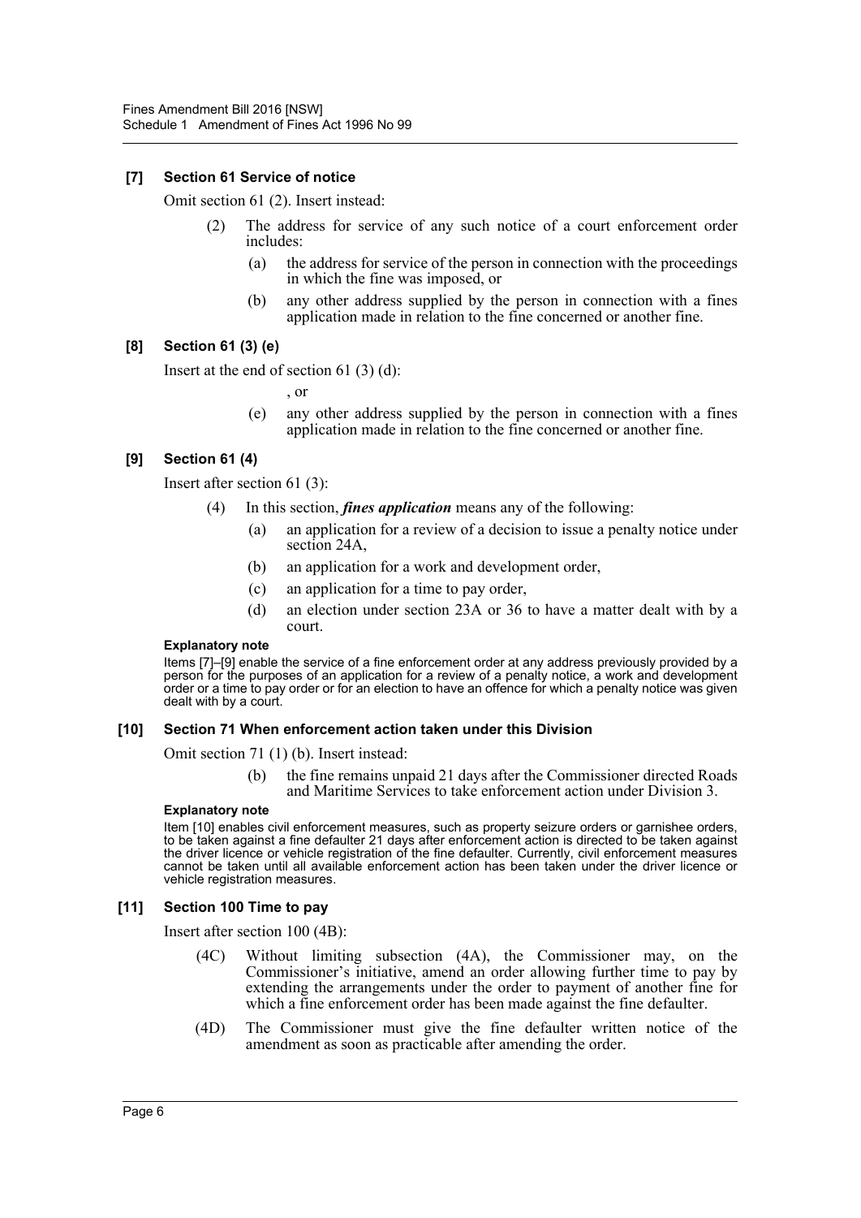### [7] Section 61 Service of notice

Omit section 61 (2). Insert instead:

> (2) The address for service of any such notice of a court enforcement order includes:
>
> (a) the address for service of the person in connection with the proceedings in which the fine was imposed, or
>
> (b) any other address supplied by the person in connection with a fines application made in relation to the fine concerned or another fine.

### [8] Section 61 (3) (e)

Insert at the end of section 61 (3) (d):

> , or
>
> (e) any other address supplied by the person in connection with a fines application made in relation to the fine concerned or another fine.

### [9] Section 61 (4)

Insert after section 61 (3):

> (4) In this section, ***fines application*** means any of the following:
>
> (a) an application for a review of a decision to issue a penalty notice under section 24A,
>
> (b) an application for a work and development order,
>
> (c) an application for a time to pay order,
>
> (d) an election under section 23A or 36 to have a matter dealt with by a court.

**Explanatory note**

Items [7]–[9] enable the service of a fine enforcement order at any address previously provided by a person for the purposes of an application for a review of a penalty notice, a work and development order or a time to pay order or for an election to have an offence for which a penalty notice was given dealt with by a court.

### [10] Section 71 When enforcement action taken under this Division

Omit section 71 (1) (b). Insert instead:

> (b) the fine remains unpaid 21 days after the Commissioner directed Roads and Maritime Services to take enforcement action under Division 3.

**Explanatory note**

Item [10] enables civil enforcement measures, such as property seizure orders or garnishee orders, to be taken against a fine defaulter 21 days after enforcement action is directed to be taken against the driver licence or vehicle registration of the fine defaulter. Currently, civil enforcement measures cannot be taken until all available enforcement action has been taken under the driver licence or vehicle registration measures.

### [11] Section 100 Time to pay

Insert after section 100 (4B):

> (4C) Without limiting subsection (4A), the Commissioner may, on the Commissioner's initiative, amend an order allowing further time to pay by extending the arrangements under the order to payment of another fine for which a fine enforcement order has been made against the fine defaulter.
>
> (4D) The Commissioner must give the fine defaulter written notice of the amendment as soon as practicable after amending the order.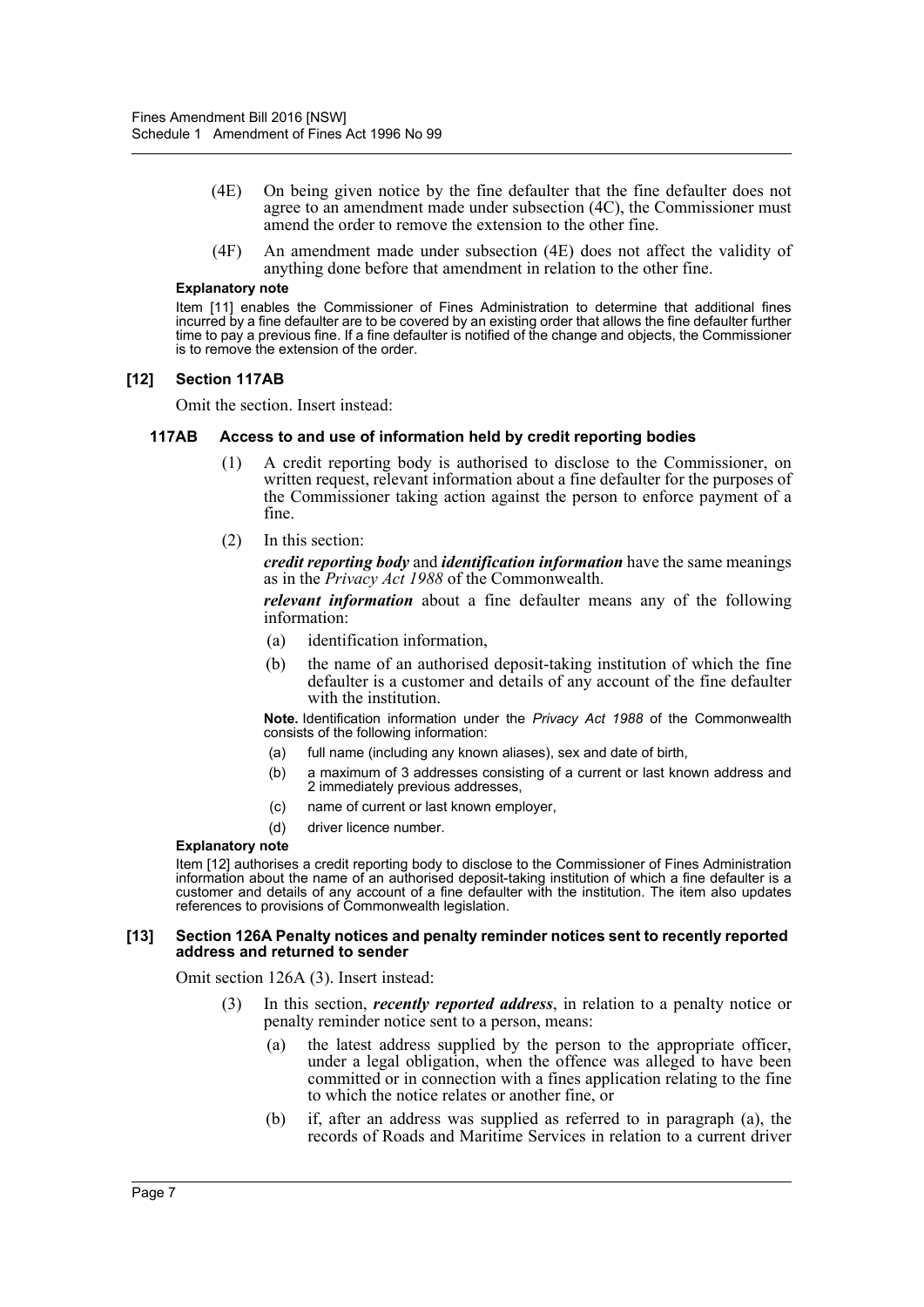(4E) On being given notice by the fine defaulter that the fine defaulter does not agree to an amendment made under subsection (4C), the Commissioner must amend the order to remove the extension to the other fine.

(4F) An amendment made under subsection (4E) does not affect the validity of anything done before that amendment in relation to the other fine.

**Explanatory note**

Item [11] enables the Commissioner of Fines Administration to determine that additional fines incurred by a fine defaulter are to be covered by an existing order that allows the fine defaulter further time to pay a previous fine. If a fine defaulter is notified of the change and objects, the Commissioner is to remove the extension of the order.

### [12] Section 117AB

Omit the section. Insert instead:

#### 117AB Access to and use of information held by credit reporting bodies

(1) A credit reporting body is authorised to disclose to the Commissioner, on written request, relevant information about a fine defaulter for the purposes of the Commissioner taking action against the person to enforce payment of a fine.

(2) In this section:

***credit reporting body*** and ***identification information*** have the same meanings as in the *Privacy Act 1988* of the Commonwealth.

***relevant information*** about a fine defaulter means any of the following information:

(a) identification information,

(b) the name of an authorised deposit-taking institution of which the fine defaulter is a customer and details of any account of the fine defaulter with the institution.

**Note.** Identification information under the *Privacy Act 1988* of the Commonwealth consists of the following information:

(a) full name (including any known aliases), sex and date of birth,

(b) a maximum of 3 addresses consisting of a current or last known address and 2 immediately previous addresses,

(c) name of current or last known employer,

(d) driver licence number.

**Explanatory note**

Item [12] authorises a credit reporting body to disclose to the Commissioner of Fines Administration information about the name of an authorised deposit-taking institution of which a fine defaulter is a customer and details of any account of a fine defaulter with the institution. The item also updates references to provisions of Commonwealth legislation.

### [13] Section 126A Penalty notices and penalty reminder notices sent to recently reported address and returned to sender

Omit section 126A (3). Insert instead:

(3) In this section, ***recently reported address***, in relation to a penalty notice or penalty reminder notice sent to a person, means:

(a) the latest address supplied by the person to the appropriate officer, under a legal obligation, when the offence was alleged to have been committed or in connection with a fines application relating to the fine to which the notice relates or another fine, or

(b) if, after an address was supplied as referred to in paragraph (a), the records of Roads and Maritime Services in relation to a current driver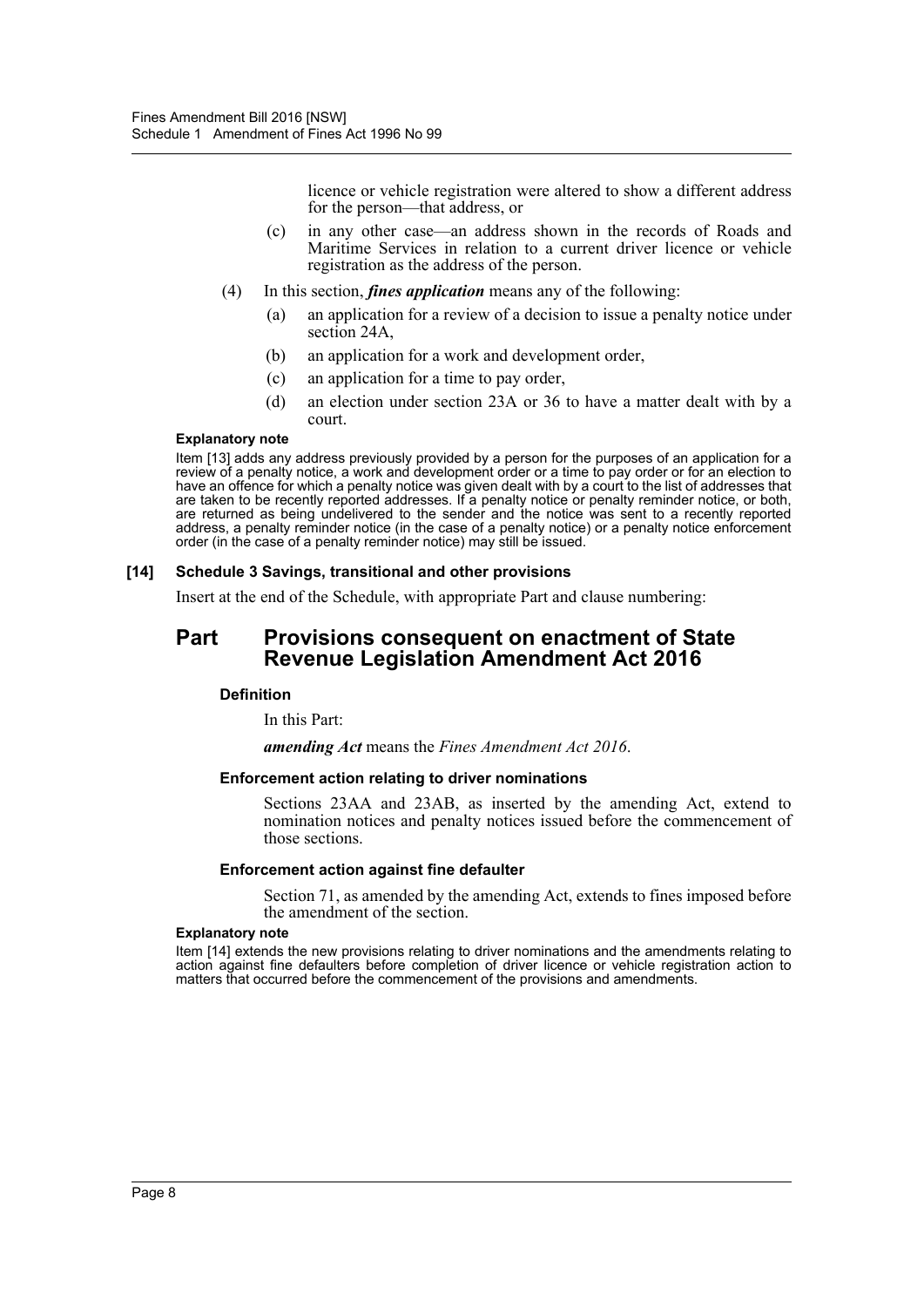licence or vehicle registration were altered to show a different address for the person—that address, or

(c) in any other case—an address shown in the records of Roads and Maritime Services in relation to a current driver licence or vehicle registration as the address of the person.

(4) In this section, ***fines application*** means any of the following:

(a) an application for a review of a decision to issue a penalty notice under section 24A,

(b) an application for a work and development order,

(c) an application for a time to pay order,

(d) an election under section 23A or 36 to have a matter dealt with by a court.

**Explanatory note**

Item [13] adds any address previously provided by a person for the purposes of an application for a review of a penalty notice, a work and development order or a time to pay order or for an election to have an offence for which a penalty notice was given dealt with by a court to the list of addresses that are taken to be recently reported addresses. If a penalty notice or penalty reminder notice, or both, are returned as being undelivered to the sender and the notice was sent to a recently reported address, a penalty reminder notice (in the case of a penalty notice) or a penalty notice enforcement order (in the case of a penalty reminder notice) may still be issued.

### [14] Schedule 3 Savings, transitional and other provisions

Insert at the end of the Schedule, with appropriate Part and clause numbering:

## Part Provisions consequent on enactment of State Revenue Legislation Amendment Act 2016

#### Definition

In this Part:

***amending Act*** means the *Fines Amendment Act 2016*.

#### Enforcement action relating to driver nominations

Sections 23AA and 23AB, as inserted by the amending Act, extend to nomination notices and penalty notices issued before the commencement of those sections.

#### Enforcement action against fine defaulter

Section 71, as amended by the amending Act, extends to fines imposed before the amendment of the section.

**Explanatory note**

Item [14] extends the new provisions relating to driver nominations and the amendments relating to action against fine defaulters before completion of driver licence or vehicle registration action to matters that occurred before the commencement of the provisions and amendments.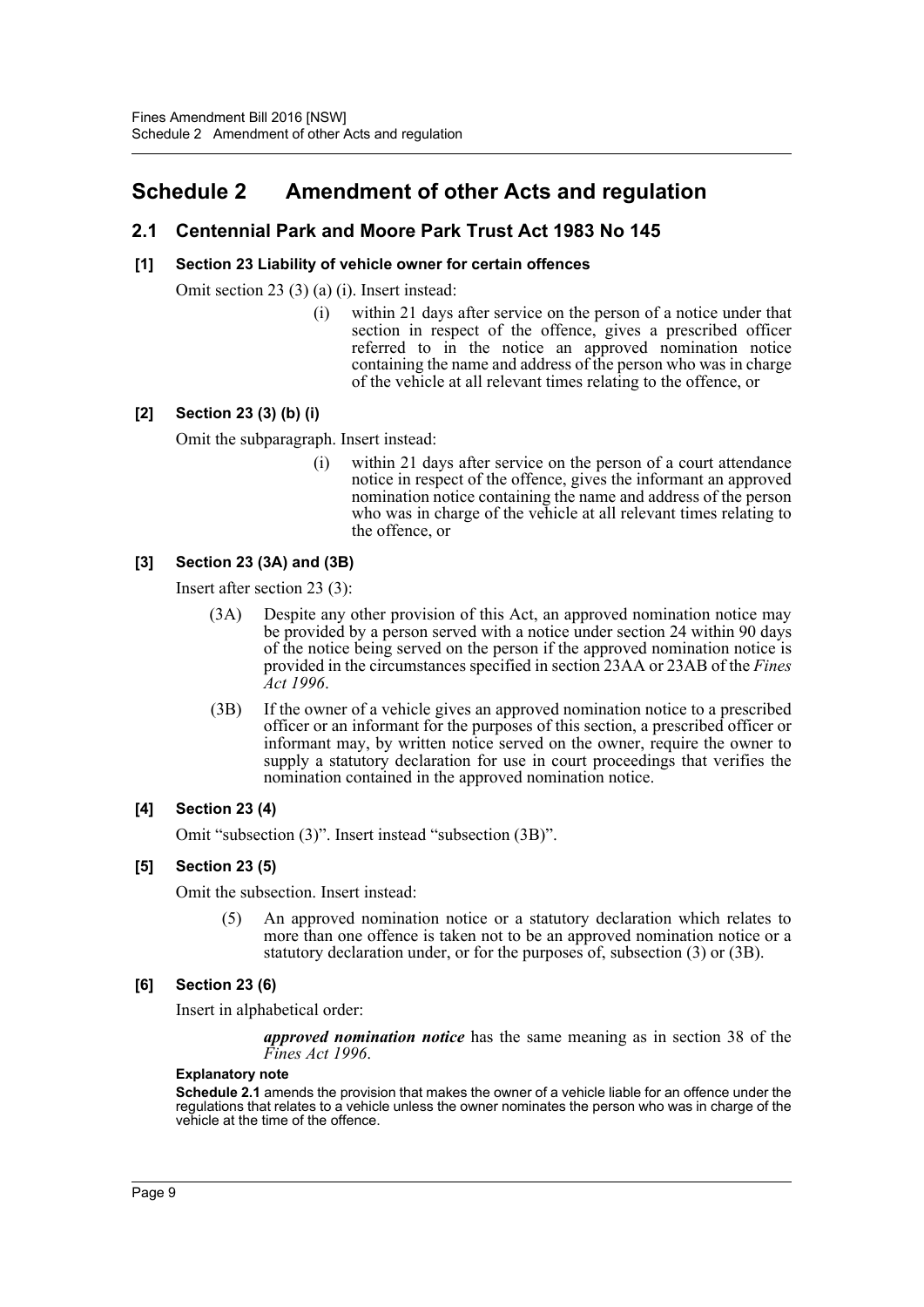# Schedule 2 Amendment of other Acts and regulation

## 2.1 Centennial Park and Moore Park Trust Act 1983 No 145

### [1] Section 23 Liability of vehicle owner for certain offences

Omit section 23 (3) (a) (i). Insert instead:

> (i) within 21 days after service on the person of a notice under that section in respect of the offence, gives a prescribed officer referred to in the notice an approved nomination notice containing the name and address of the person who was in charge of the vehicle at all relevant times relating to the offence, or

### [2] Section 23 (3) (b) (i)

Omit the subparagraph. Insert instead:

> (i) within 21 days after service on the person of a court attendance notice in respect of the offence, gives the informant an approved nomination notice containing the name and address of the person who was in charge of the vehicle at all relevant times relating to the offence, or

### [3] Section 23 (3A) and (3B)

Insert after section 23 (3):

> (3A) Despite any other provision of this Act, an approved nomination notice may be provided by a person served with a notice under section 24 within 90 days of the notice being served on the person if the approved nomination notice is provided in the circumstances specified in section 23AA or 23AB of the *Fines Act 1996*.
>
> (3B) If the owner of a vehicle gives an approved nomination notice to a prescribed officer or an informant for the purposes of this section, a prescribed officer or informant may, by written notice served on the owner, require the owner to supply a statutory declaration for use in court proceedings that verifies the nomination contained in the approved nomination notice.

### [4] Section 23 (4)

Omit "subsection (3)". Insert instead "subsection (3B)".

### [5] Section 23 (5)

Omit the subsection. Insert instead:

> (5) An approved nomination notice or a statutory declaration which relates to more than one offence is taken not to be an approved nomination notice or a statutory declaration under, or for the purposes of, subsection (3) or (3B).

### [6] Section 23 (6)

Insert in alphabetical order:

> ***approved nomination notice*** has the same meaning as in section 38 of the *Fines Act 1996*.

**Explanatory note**

**Schedule 2.1** amends the provision that makes the owner of a vehicle liable for an offence under the regulations that relates to a vehicle unless the owner nominates the person who was in charge of the vehicle at the time of the offence.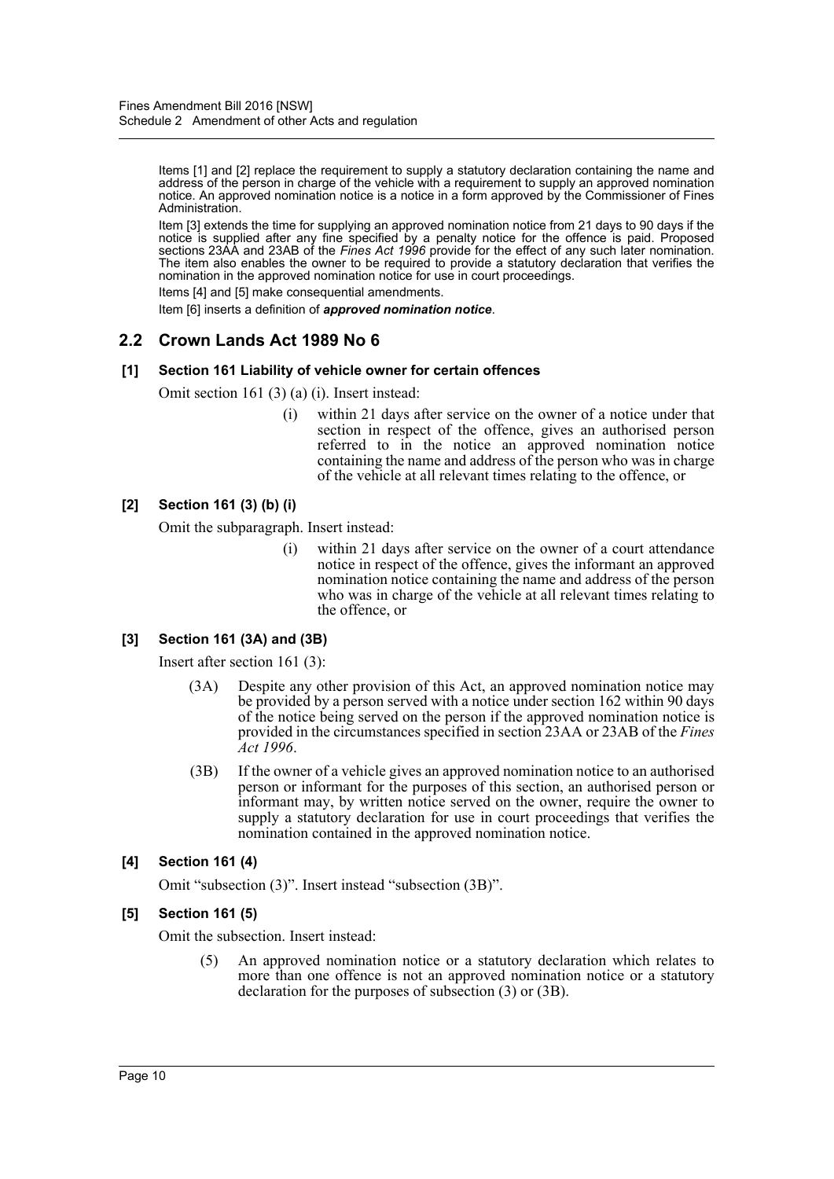Items [1] and [2] replace the requirement to supply a statutory declaration containing the name and address of the person in charge of the vehicle with a requirement to supply an approved nomination notice. An approved nomination notice is a notice in a form approved by the Commissioner of Fines Administration.

Item [3] extends the time for supplying an approved nomination notice from 21 days to 90 days if the notice is supplied after any fine specified by a penalty notice for the offence is paid. Proposed sections 23AA and 23AB of the *Fines Act 1996* provide for the effect of any such later nomination. The item also enables the owner to be required to provide a statutory declaration that verifies the nomination in the approved nomination notice for use in court proceedings.

Items [4] and [5] make consequential amendments.

Item [6] inserts a definition of ***approved nomination notice***.

## 2.2 Crown Lands Act 1989 No 6

### [1] Section 161 Liability of vehicle owner for certain offences

Omit section 161 (3) (a) (i). Insert instead:

> (i) within 21 days after service on the owner of a notice under that section in respect of the offence, gives an authorised person referred to in the notice an approved nomination notice containing the name and address of the person who was in charge of the vehicle at all relevant times relating to the offence, or

### [2] Section 161 (3) (b) (i)

Omit the subparagraph. Insert instead:

> (i) within 21 days after service on the owner of a court attendance notice in respect of the offence, gives the informant an approved nomination notice containing the name and address of the person who was in charge of the vehicle at all relevant times relating to the offence, or

### [3] Section 161 (3A) and (3B)

Insert after section 161 (3):

> (3A) Despite any other provision of this Act, an approved nomination notice may be provided by a person served with a notice under section 162 within 90 days of the notice being served on the person if the approved nomination notice is provided in the circumstances specified in section 23AA or 23AB of the *Fines Act 1996*.
>
> (3B) If the owner of a vehicle gives an approved nomination notice to an authorised person or informant for the purposes of this section, an authorised person or informant may, by written notice served on the owner, require the owner to supply a statutory declaration for use in court proceedings that verifies the nomination contained in the approved nomination notice.

### [4] Section 161 (4)

Omit "subsection (3)". Insert instead "subsection (3B)".

### [5] Section 161 (5)

Omit the subsection. Insert instead:

> (5) An approved nomination notice or a statutory declaration which relates to more than one offence is not an approved nomination notice or a statutory declaration for the purposes of subsection (3) or (3B).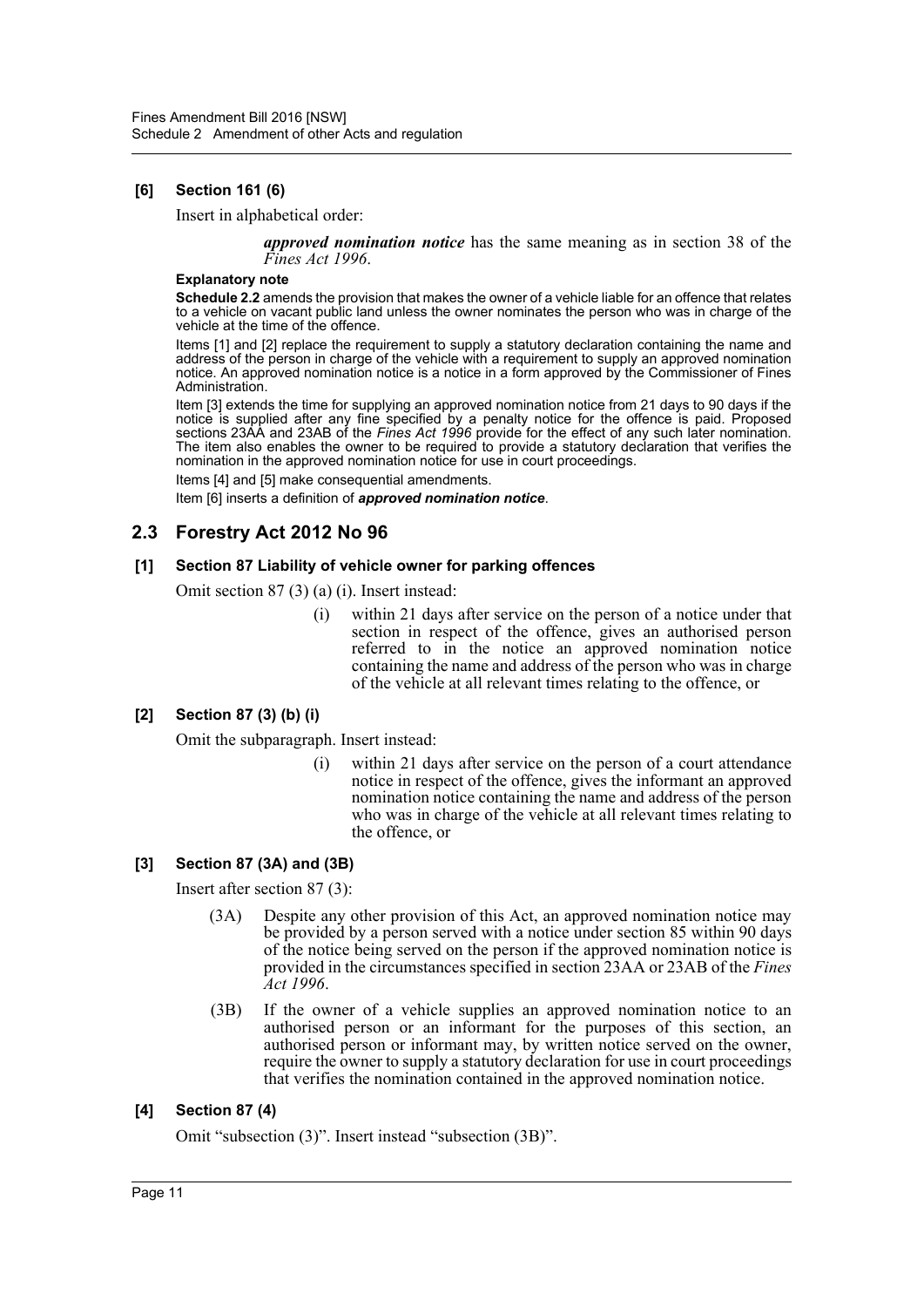### [6] Section 161 (6)

Insert in alphabetical order:

> ***approved nomination notice*** has the same meaning as in section 38 of the *Fines Act 1996*.

**Explanatory note**

**Schedule 2.2** amends the provision that makes the owner of a vehicle liable for an offence that relates to a vehicle on vacant public land unless the owner nominates the person who was in charge of the vehicle at the time of the offence.

Items [1] and [2] replace the requirement to supply a statutory declaration containing the name and address of the person in charge of the vehicle with a requirement to supply an approved nomination notice. An approved nomination notice is a notice in a form approved by the Commissioner of Fines Administration.

Item [3] extends the time for supplying an approved nomination notice from 21 days to 90 days if the notice is supplied after any fine specified by a penalty notice for the offence is paid. Proposed sections 23AA and 23AB of the *Fines Act 1996* provide for the effect of any such later nomination. The item also enables the owner to be required to provide a statutory declaration that verifies the nomination in the approved nomination notice for use in court proceedings.

Items [4] and [5] make consequential amendments.

Item [6] inserts a definition of ***approved nomination notice***.

## 2.3 Forestry Act 2012 No 96

### [1] Section 87 Liability of vehicle owner for parking offences

Omit section 87 (3) (a) (i). Insert instead:

> (i) within 21 days after service on the person of a notice under that section in respect of the offence, gives an authorised person referred to in the notice an approved nomination notice containing the name and address of the person who was in charge of the vehicle at all relevant times relating to the offence, or

### [2] Section 87 (3) (b) (i)

Omit the subparagraph. Insert instead:

> (i) within 21 days after service on the person of a court attendance notice in respect of the offence, gives the informant an approved nomination notice containing the name and address of the person who was in charge of the vehicle at all relevant times relating to the offence, or

### [3] Section 87 (3A) and (3B)

Insert after section 87 (3):

> (3A) Despite any other provision of this Act, an approved nomination notice may be provided by a person served with a notice under section 85 within 90 days of the notice being served on the person if the approved nomination notice is provided in the circumstances specified in section 23AA or 23AB of the *Fines Act 1996*.
>
> (3B) If the owner of a vehicle supplies an approved nomination notice to an authorised person or an informant for the purposes of this section, an authorised person or informant may, by written notice served on the owner, require the owner to supply a statutory declaration for use in court proceedings that verifies the nomination contained in the approved nomination notice.

### [4] Section 87 (4)

Omit "subsection (3)". Insert instead "subsection (3B)".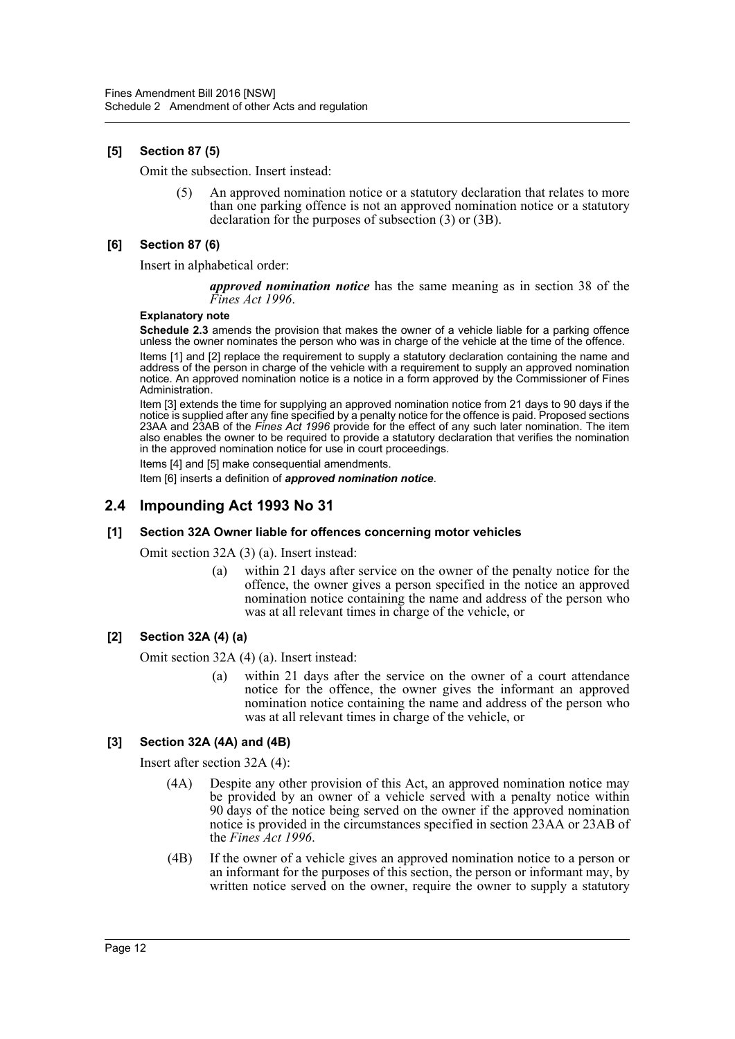### [5] Section 87 (5)

Omit the subsection. Insert instead:

> (5) An approved nomination notice or a statutory declaration that relates to more than one parking offence is not an approved nomination notice or a statutory declaration for the purposes of subsection (3) or (3B).

### [6] Section 87 (6)

Insert in alphabetical order:

> ***approved nomination notice*** has the same meaning as in section 38 of the *Fines Act 1996*.

**Explanatory note**

**Schedule 2.3** amends the provision that makes the owner of a vehicle liable for a parking offence unless the owner nominates the person who was in charge of the vehicle at the time of the offence.

Items [1] and [2] replace the requirement to supply a statutory declaration containing the name and address of the person in charge of the vehicle with a requirement to supply an approved nomination notice. An approved nomination notice is a notice in a form approved by the Commissioner of Fines Administration.

Item [3] extends the time for supplying an approved nomination notice from 21 days to 90 days if the notice is supplied after any fine specified by a penalty notice for the offence is paid. Proposed sections 23AA and 23AB of the *Fines Act 1996* provide for the effect of any such later nomination. The item also enables the owner to be required to provide a statutory declaration that verifies the nomination in the approved nomination notice for use in court proceedings.

Items [4] and [5] make consequential amendments.

Item [6] inserts a definition of ***approved nomination notice***.

## 2.4 Impounding Act 1993 No 31

### [1] Section 32A Owner liable for offences concerning motor vehicles

Omit section 32A (3) (a). Insert instead:

> (a) within 21 days after service on the owner of the penalty notice for the offence, the owner gives a person specified in the notice an approved nomination notice containing the name and address of the person who was at all relevant times in charge of the vehicle, or

### [2] Section 32A (4) (a)

Omit section 32A (4) (a). Insert instead:

> (a) within 21 days after the service on the owner of a court attendance notice for the offence, the owner gives the informant an approved nomination notice containing the name and address of the person who was at all relevant times in charge of the vehicle, or

### [3] Section 32A (4A) and (4B)

Insert after section 32A (4):

> (4A) Despite any other provision of this Act, an approved nomination notice may be provided by an owner of a vehicle served with a penalty notice within 90 days of the notice being served on the owner if the approved nomination notice is provided in the circumstances specified in section 23AA or 23AB of the *Fines Act 1996*.
>
> (4B) If the owner of a vehicle gives an approved nomination notice to a person or an informant for the purposes of this section, the person or informant may, by written notice served on the owner, require the owner to supply a statutory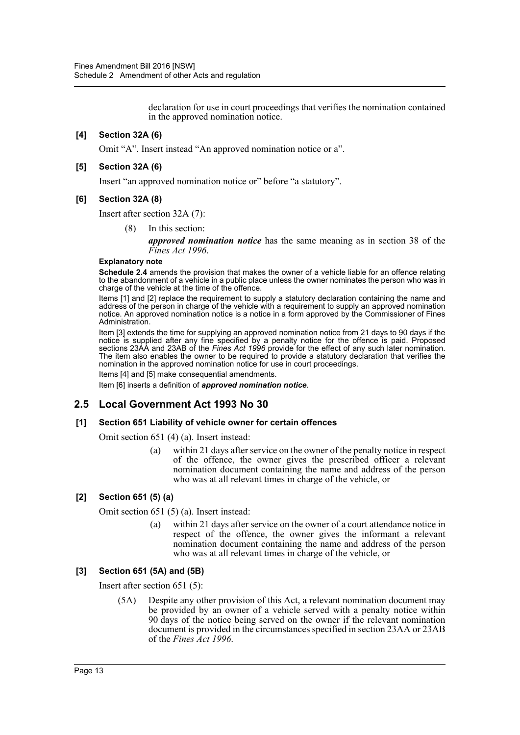declaration for use in court proceedings that verifies the nomination contained in the approved nomination notice.

**[4] Section 32A (6)**

Omit "A". Insert instead "An approved nomination notice or a".

**[5] Section 32A (6)**

Insert "an approved nomination notice or" before "a statutory".

**[6] Section 32A (8)**

Insert after section 32A (7):

(8) In this section:

***approved nomination notice*** has the same meaning as in section 38 of the *Fines Act 1996*.

**Explanatory note**

**Schedule 2.4** amends the provision that makes the owner of a vehicle liable for an offence relating to the abandonment of a vehicle in a public place unless the owner nominates the person who was in charge of the vehicle at the time of the offence.

Items [1] and [2] replace the requirement to supply a statutory declaration containing the name and address of the person in charge of the vehicle with a requirement to supply an approved nomination notice. An approved nomination notice is a notice in a form approved by the Commissioner of Fines Administration.

Item [3] extends the time for supplying an approved nomination notice from 21 days to 90 days if the notice is supplied after any fine specified by a penalty notice for the offence is paid. Proposed sections 23AA and 23AB of the *Fines Act 1996* provide for the effect of any such later nomination. The item also enables the owner to be required to provide a statutory declaration that verifies the nomination in the approved nomination notice for use in court proceedings.

Items [4] and [5] make consequential amendments.

Item [6] inserts a definition of ***approved nomination notice***.

## 2.5 Local Government Act 1993 No 30

**[1] Section 651 Liability of vehicle owner for certain offences**

Omit section 651 (4) (a). Insert instead:

(a) within 21 days after service on the owner of the penalty notice in respect of the offence, the owner gives the prescribed officer a relevant nomination document containing the name and address of the person who was at all relevant times in charge of the vehicle, or

**[2] Section 651 (5) (a)**

Omit section 651 (5) (a). Insert instead:

(a) within 21 days after service on the owner of a court attendance notice in respect of the offence, the owner gives the informant a relevant nomination document containing the name and address of the person who was at all relevant times in charge of the vehicle, or

**[3] Section 651 (5A) and (5B)**

Insert after section 651 (5):

(5A) Despite any other provision of this Act, a relevant nomination document may be provided by an owner of a vehicle served with a penalty notice within 90 days of the notice being served on the owner if the relevant nomination document is provided in the circumstances specified in section 23AA or 23AB of the *Fines Act 1996*.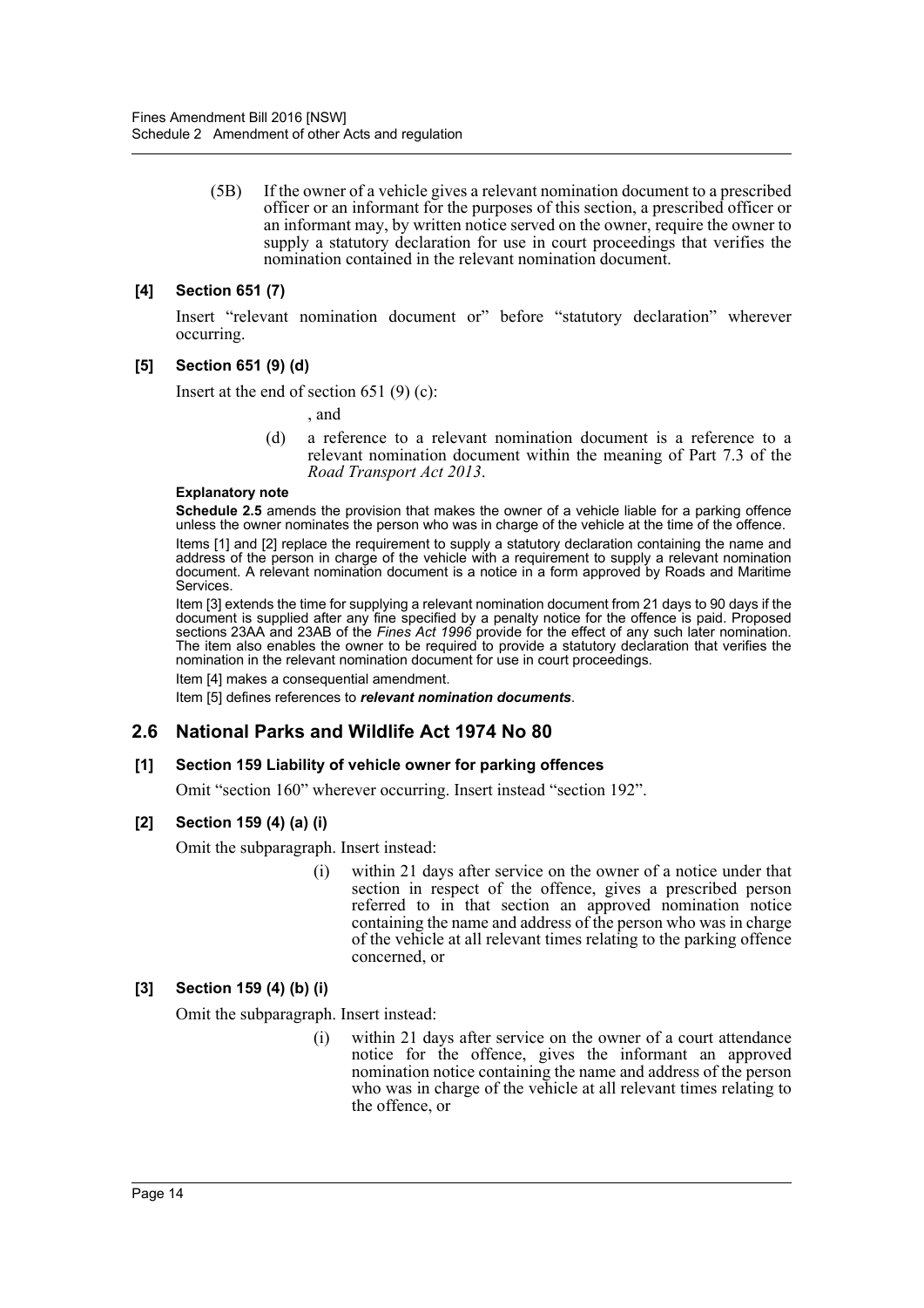(5B) If the owner of a vehicle gives a relevant nomination document to a prescribed officer or an informant for the purposes of this section, a prescribed officer or an informant may, by written notice served on the owner, require the owner to supply a statutory declaration for use in court proceedings that verifies the nomination contained in the relevant nomination document.

#### [4] Section 651 (7)

Insert "relevant nomination document or" before "statutory declaration" wherever occurring.

#### [5] Section 651 (9) (d)

Insert at the end of section 651 (9) (c):

, and

(d) a reference to a relevant nomination document is a reference to a relevant nomination document within the meaning of Part 7.3 of the *Road Transport Act 2013*.

**Explanatory note**

**Schedule 2.5** amends the provision that makes the owner of a vehicle liable for a parking offence unless the owner nominates the person who was in charge of the vehicle at the time of the offence.

Items [1] and [2] replace the requirement to supply a statutory declaration containing the name and address of the person in charge of the vehicle with a requirement to supply a relevant nomination document. A relevant nomination document is a notice in a form approved by Roads and Maritime Services.

Item [3] extends the time for supplying a relevant nomination document from 21 days to 90 days if the document is supplied after any fine specified by a penalty notice for the offence is paid. Proposed sections 23AA and 23AB of the *Fines Act 1996* provide for the effect of any such later nomination. The item also enables the owner to be required to provide a statutory declaration that verifies the nomination in the relevant nomination document for use in court proceedings.

Item [4] makes a consequential amendment.

Item [5] defines references to ***relevant nomination documents***.

## 2.6 National Parks and Wildlife Act 1974 No 80

#### [1] Section 159 Liability of vehicle owner for parking offences

Omit "section 160" wherever occurring. Insert instead "section 192".

#### [2] Section 159 (4) (a) (i)

Omit the subparagraph. Insert instead:

(i) within 21 days after service on the owner of a notice under that section in respect of the offence, gives a prescribed person referred to in that section an approved nomination notice containing the name and address of the person who was in charge of the vehicle at all relevant times relating to the parking offence concerned, or

#### [3] Section 159 (4) (b) (i)

Omit the subparagraph. Insert instead:

(i) within 21 days after service on the owner of a court attendance notice for the offence, gives the informant an approved nomination notice containing the name and address of the person who was in charge of the vehicle at all relevant times relating to the offence, or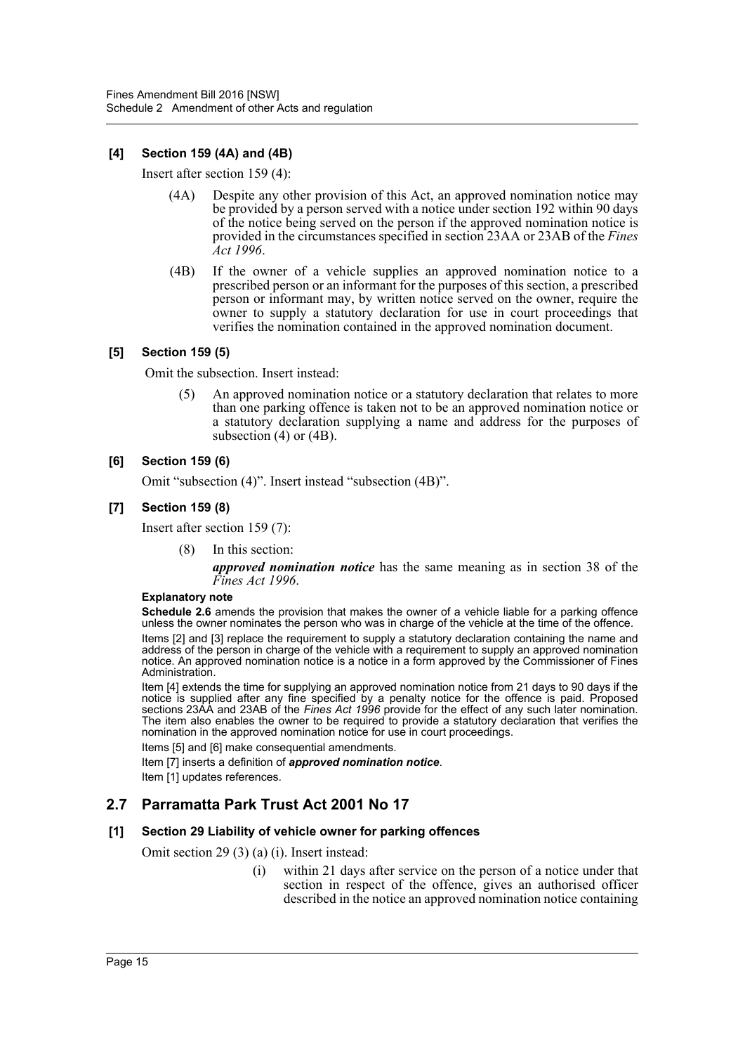#### [4] Section 159 (4A) and (4B)

Insert after section 159 (4):

> (4A) Despite any other provision of this Act, an approved nomination notice may be provided by a person served with a notice under section 192 within 90 days of the notice being served on the person if the approved nomination notice is provided in the circumstances specified in section 23AA or 23AB of the *Fines Act 1996*.
>
> (4B) If the owner of a vehicle supplies an approved nomination notice to a prescribed person or an informant for the purposes of this section, a prescribed person or informant may, by written notice served on the owner, require the owner to supply a statutory declaration for use in court proceedings that verifies the nomination contained in the approved nomination document.

#### [5] Section 159 (5)

Omit the subsection. Insert instead:

> (5) An approved nomination notice or a statutory declaration that relates to more than one parking offence is taken not to be an approved nomination notice or a statutory declaration supplying a name and address for the purposes of subsection (4) or (4B).

#### [6] Section 159 (6)

Omit "subsection (4)". Insert instead "subsection (4B)".

#### [7] Section 159 (8)

Insert after section 159 (7):

> (8) In this section:
>
> ***approved nomination notice*** has the same meaning as in section 38 of the *Fines Act 1996*.

**Explanatory note**

**Schedule 2.6** amends the provision that makes the owner of a vehicle liable for a parking offence unless the owner nominates the person who was in charge of the vehicle at the time of the offence.

Items [2] and [3] replace the requirement to supply a statutory declaration containing the name and address of the person in charge of the vehicle with a requirement to supply an approved nomination notice. An approved nomination notice is a notice in a form approved by the Commissioner of Fines Administration.

Item [4] extends the time for supplying an approved nomination notice from 21 days to 90 days if the notice is supplied after any fine specified by a penalty notice for the offence is paid. Proposed sections 23AA and 23AB of the *Fines Act 1996* provide for the effect of any such later nomination. The item also enables the owner to be required to provide a statutory declaration that verifies the nomination in the approved nomination notice for use in court proceedings.

Items [5] and [6] make consequential amendments.

Item [7] inserts a definition of ***approved nomination notice***.

Item [1] updates references.

## 2.7 Parramatta Park Trust Act 2001 No 17

#### [1] Section 29 Liability of vehicle owner for parking offences

Omit section 29 (3) (a) (i). Insert instead:

> (i) within 21 days after service on the person of a notice under that section in respect of the offence, gives an authorised officer described in the notice an approved nomination notice containing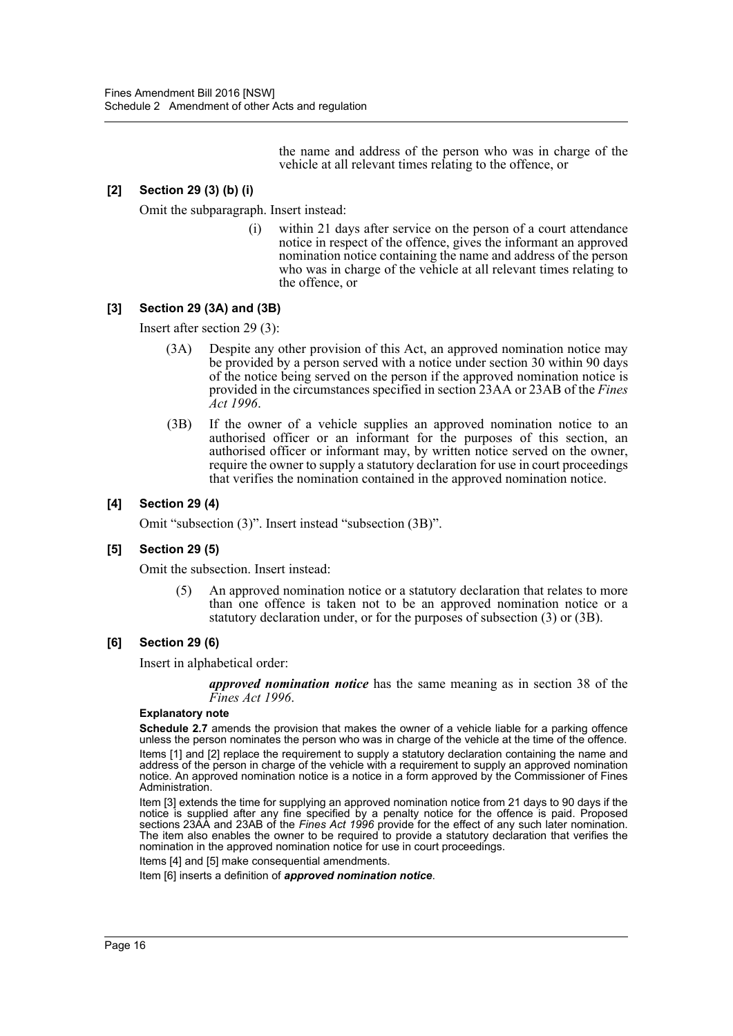the name and address of the person who was in charge of the vehicle at all relevant times relating to the offence, or

### [2] Section 29 (3) (b) (i)

Omit the subparagraph. Insert instead:

> (i) within 21 days after service on the person of a court attendance notice in respect of the offence, gives the informant an approved nomination notice containing the name and address of the person who was in charge of the vehicle at all relevant times relating to the offence, or

### [3] Section 29 (3A) and (3B)

Insert after section 29 (3):

> (3A) Despite any other provision of this Act, an approved nomination notice may be provided by a person served with a notice under section 30 within 90 days of the notice being served on the person if the approved nomination notice is provided in the circumstances specified in section 23AA or 23AB of the *Fines Act 1996*.
>
> (3B) If the owner of a vehicle supplies an approved nomination notice to an authorised officer or an informant for the purposes of this section, an authorised officer or informant may, by written notice served on the owner, require the owner to supply a statutory declaration for use in court proceedings that verifies the nomination contained in the approved nomination notice.

### [4] Section 29 (4)

Omit "subsection (3)". Insert instead "subsection (3B)".

### [5] Section 29 (5)

Omit the subsection. Insert instead:

> (5) An approved nomination notice or a statutory declaration that relates to more than one offence is taken not to be an approved nomination notice or a statutory declaration under, or for the purposes of subsection (3) or (3B).

### [6] Section 29 (6)

Insert in alphabetical order:

> ***approved nomination notice*** has the same meaning as in section 38 of the *Fines Act 1996*.

**Explanatory note**

**Schedule 2.7** amends the provision that makes the owner of a vehicle liable for a parking offence unless the person nominates the person who was in charge of the vehicle at the time of the offence.

Items [1] and [2] replace the requirement to supply a statutory declaration containing the name and address of the person in charge of the vehicle with a requirement to supply an approved nomination notice. An approved nomination notice is a notice in a form approved by the Commissioner of Fines Administration.

Item [3] extends the time for supplying an approved nomination notice from 21 days to 90 days if the notice is supplied after any fine specified by a penalty notice for the offence is paid. Proposed sections 23AA and 23AB of the *Fines Act 1996* provide for the effect of any such later nomination. The item also enables the owner to be required to provide a statutory declaration that verifies the nomination in the approved nomination notice for use in court proceedings.

Items [4] and [5] make consequential amendments.

Item [6] inserts a definition of ***approved nomination notice***.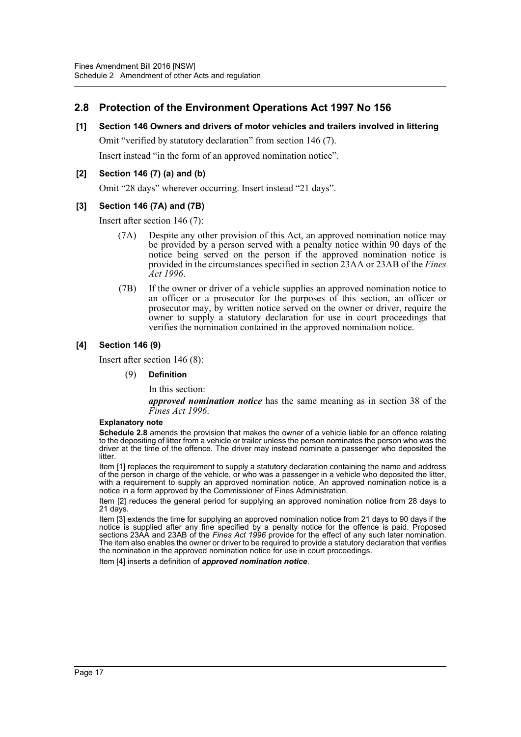## 2.8 Protection of the Environment Operations Act 1997 No 156

### [1] Section 146 Owners and drivers of motor vehicles and trailers involved in littering

Omit "verified by statutory declaration" from section 146 (7).

Insert instead "in the form of an approved nomination notice".

### [2] Section 146 (7) (a) and (b)

Omit "28 days" wherever occurring. Insert instead "21 days".

### [3] Section 146 (7A) and (7B)

Insert after section 146 (7):

> (7A) Despite any other provision of this Act, an approved nomination notice may be provided by a person served with a penalty notice within 90 days of the notice being served on the person if the approved nomination notice is provided in the circumstances specified in section 23AA or 23AB of the *Fines Act 1996*.
>
> (7B) If the owner or driver of a vehicle supplies an approved nomination notice to an officer or a prosecutor for the purposes of this section, an officer or prosecutor may, by written notice served on the owner or driver, require the owner to supply a statutory declaration for use in court proceedings that verifies the nomination contained in the approved nomination notice.

### [4] Section 146 (9)

Insert after section 146 (8):

> (9) **Definition**
>
> In this section:
>
> ***approved nomination notice*** has the same meaning as in section 38 of the *Fines Act 1996*.

**Explanatory note**

**Schedule 2.8** amends the provision that makes the owner of a vehicle liable for an offence relating to the depositing of litter from a vehicle or trailer unless the person nominates the person who was the driver at the time of the offence. The driver may instead nominate a passenger who deposited the litter.

Item [1] replaces the requirement to supply a statutory declaration containing the name and address of the person in charge of the vehicle, or who was a passenger in a vehicle who deposited the litter, with a requirement to supply an approved nomination notice. An approved nomination notice is a notice in a form approved by the Commissioner of Fines Administration.

Item [2] reduces the general period for supplying an approved nomination notice from 28 days to 21 days.

Item [3] extends the time for supplying an approved nomination notice from 21 days to 90 days if the notice is supplied after any fine specified by a penalty notice for the offence is paid. Proposed sections 23AA and 23AB of the *Fines Act 1996* provide for the effect of any such later nomination. The item also enables the owner or driver to be required to provide a statutory declaration that verifies the nomination in the approved nomination notice for use in court proceedings.

Item [4] inserts a definition of ***approved nomination notice***.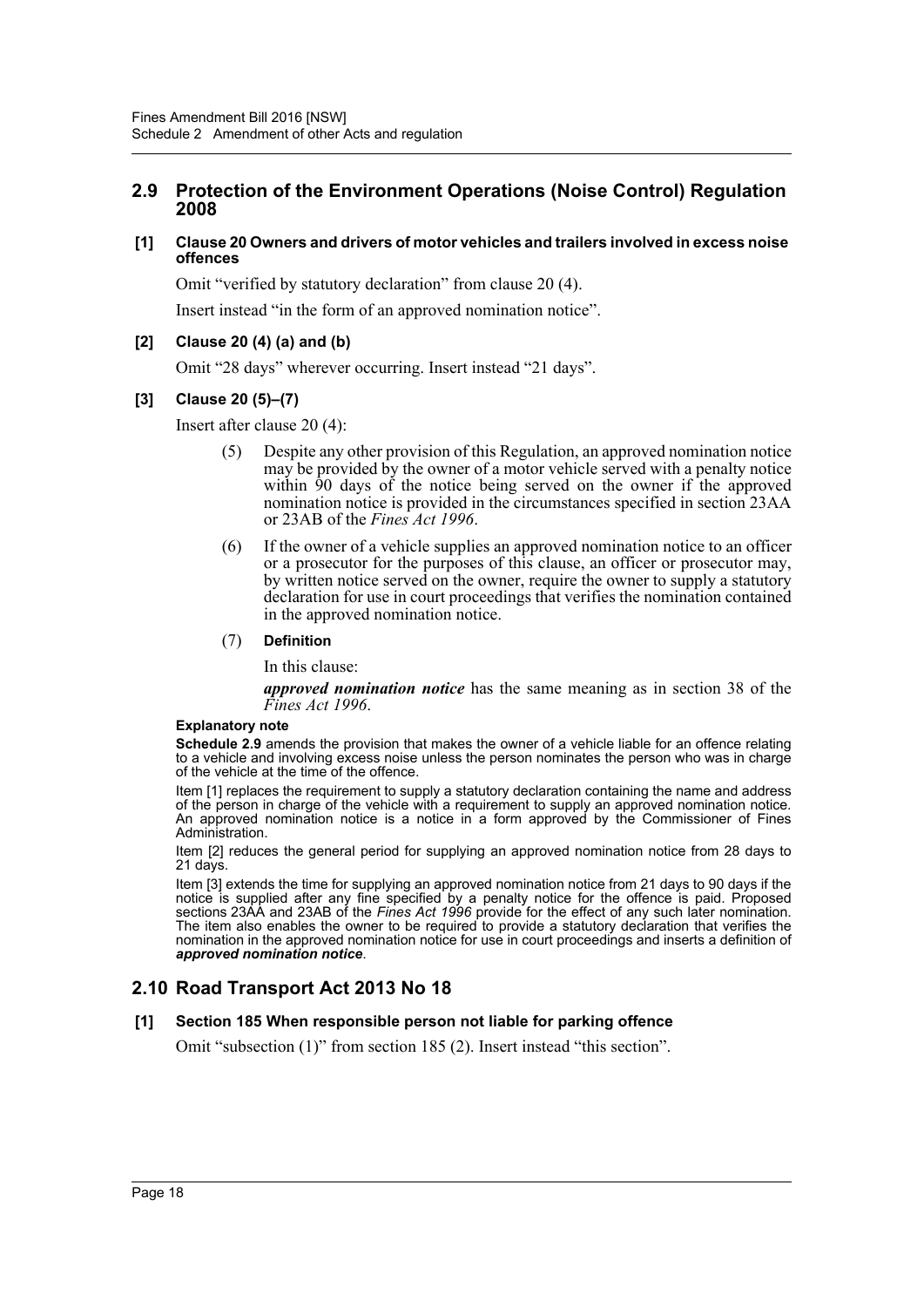## 2.9 Protection of the Environment Operations (Noise Control) Regulation 2008

**[1] Clause 20 Owners and drivers of motor vehicles and trailers involved in excess noise offences**

Omit "verified by statutory declaration" from clause 20 (4).

Insert instead "in the form of an approved nomination notice".

**[2] Clause 20 (4) (a) and (b)**

Omit "28 days" wherever occurring. Insert instead "21 days".

**[3] Clause 20 (5)–(7)**

Insert after clause 20 (4):

> (5) Despite any other provision of this Regulation, an approved nomination notice may be provided by the owner of a motor vehicle served with a penalty notice within 90 days of the notice being served on the owner if the approved nomination notice is provided in the circumstances specified in section 23AA or 23AB of the *Fines Act 1996*.
>
> (6) If the owner of a vehicle supplies an approved nomination notice to an officer or a prosecutor for the purposes of this clause, an officer or prosecutor may, by written notice served on the owner, require the owner to supply a statutory declaration for use in court proceedings that verifies the nomination contained in the approved nomination notice.
>
> (7) **Definition**
>
> In this clause:
>
> ***approved nomination notice*** has the same meaning as in section 38 of the *Fines Act 1996*.

**Explanatory note**

**Schedule 2.9** amends the provision that makes the owner of a vehicle liable for an offence relating to a vehicle and involving excess noise unless the person nominates the person who was in charge of the vehicle at the time of the offence.

Item [1] replaces the requirement to supply a statutory declaration containing the name and address of the person in charge of the vehicle with a requirement to supply an approved nomination notice. An approved nomination notice is a notice in a form approved by the Commissioner of Fines Administration.

Item [2] reduces the general period for supplying an approved nomination notice from 28 days to 21 days.

Item [3] extends the time for supplying an approved nomination notice from 21 days to 90 days if the notice is supplied after any fine specified by a penalty notice for the offence is paid. Proposed sections 23AA and 23AB of the *Fines Act 1996* provide for the effect of any such later nomination. The item also enables the owner to be required to provide a statutory declaration that verifies the nomination in the approved nomination notice for use in court proceedings and inserts a definition of ***approved nomination notice***.

## 2.10 Road Transport Act 2013 No 18

**[1] Section 185 When responsible person not liable for parking offence**

Omit "subsection (1)" from section 185 (2). Insert instead "this section".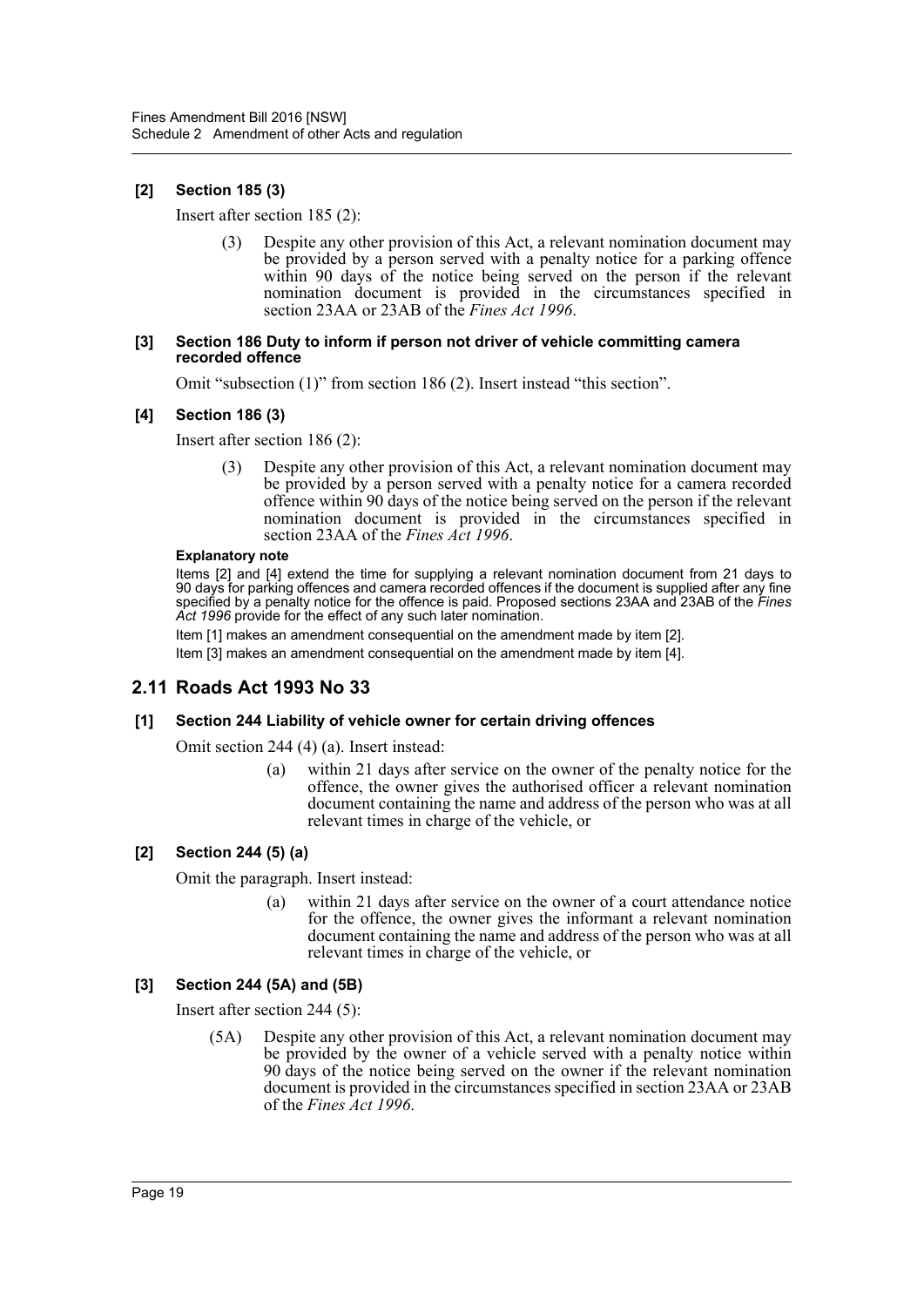#### [2] Section 185 (3)

Insert after section 185 (2):

> (3) Despite any other provision of this Act, a relevant nomination document may be provided by a person served with a penalty notice for a parking offence within 90 days of the notice being served on the person if the relevant nomination document is provided in the circumstances specified in section 23AA or 23AB of the *Fines Act 1996*.

#### [3] Section 186 Duty to inform if person not driver of vehicle committing camera recorded offence

Omit "subsection (1)" from section 186 (2). Insert instead "this section".

#### [4] Section 186 (3)

Insert after section 186 (2):

> (3) Despite any other provision of this Act, a relevant nomination document may be provided by a person served with a penalty notice for a camera recorded offence within 90 days of the notice being served on the person if the relevant nomination document is provided in the circumstances specified in section 23AA of the *Fines Act 1996*.

**Explanatory note**

Items [2] and [4] extend the time for supplying a relevant nomination document from 21 days to 90 days for parking offences and camera recorded offences if the document is supplied after any fine specified by a penalty notice for the offence is paid. Proposed sections 23AA and 23AB of the *Fines Act 1996* provide for the effect of any such later nomination.

Item [1] makes an amendment consequential on the amendment made by item [2].

Item [3] makes an amendment consequential on the amendment made by item [4].

## 2.11 Roads Act 1993 No 33

#### [1] Section 244 Liability of vehicle owner for certain driving offences

Omit section 244 (4) (a). Insert instead:

> (a) within 21 days after service on the owner of the penalty notice for the offence, the owner gives the authorised officer a relevant nomination document containing the name and address of the person who was at all relevant times in charge of the vehicle, or

#### [2] Section 244 (5) (a)

Omit the paragraph. Insert instead:

> (a) within 21 days after service on the owner of a court attendance notice for the offence, the owner gives the informant a relevant nomination document containing the name and address of the person who was at all relevant times in charge of the vehicle, or

#### [3] Section 244 (5A) and (5B)

Insert after section 244 (5):

> (5A) Despite any other provision of this Act, a relevant nomination document may be provided by the owner of a vehicle served with a penalty notice within 90 days of the notice being served on the owner if the relevant nomination document is provided in the circumstances specified in section 23AA or 23AB of the *Fines Act 1996*.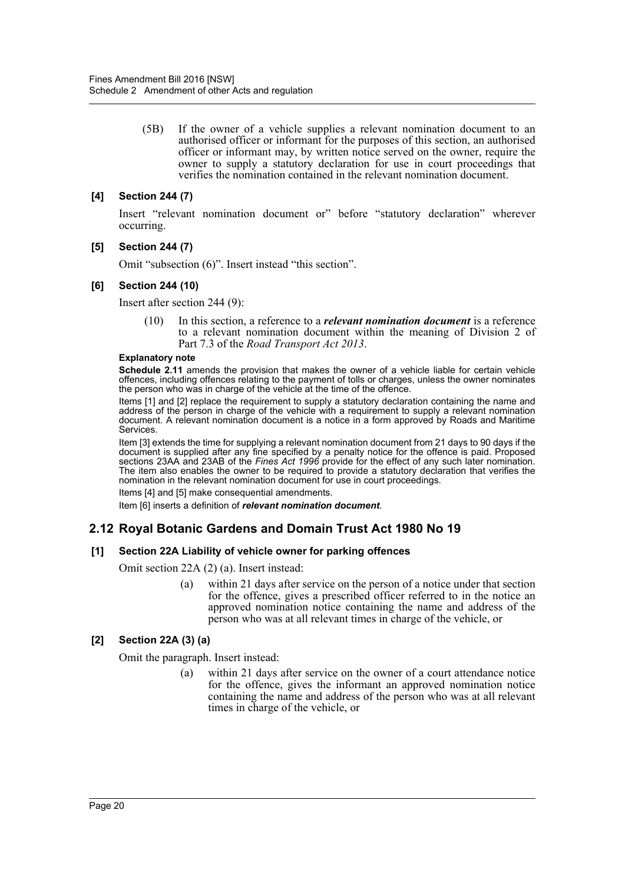(5B) If the owner of a vehicle supplies a relevant nomination document to an authorised officer or informant for the purposes of this section, an authorised officer or informant may, by written notice served on the owner, require the owner to supply a statutory declaration for use in court proceedings that verifies the nomination contained in the relevant nomination document.

#### [4] Section 244 (7)

Insert "relevant nomination document or" before "statutory declaration" wherever occurring.

#### [5] Section 244 (7)

Omit "subsection (6)". Insert instead "this section".

#### [6] Section 244 (10)

Insert after section 244 (9):

(10) In this section, a reference to a ***relevant nomination document*** is a reference to a relevant nomination document within the meaning of Division 2 of Part 7.3 of the *Road Transport Act 2013*.

**Explanatory note**

**Schedule 2.11** amends the provision that makes the owner of a vehicle liable for certain vehicle offences, including offences relating to the payment of tolls or charges, unless the owner nominates the person who was in charge of the vehicle at the time of the offence.

Items [1] and [2] replace the requirement to supply a statutory declaration containing the name and address of the person in charge of the vehicle with a requirement to supply a relevant nomination document. A relevant nomination document is a notice in a form approved by Roads and Maritime Services.

Item [3] extends the time for supplying a relevant nomination document from 21 days to 90 days if the document is supplied after any fine specified by a penalty notice for the offence is paid. Proposed sections 23AA and 23AB of the *Fines Act 1996* provide for the effect of any such later nomination. The item also enables the owner to be required to provide a statutory declaration that verifies the nomination in the relevant nomination document for use in court proceedings.

Items [4] and [5] make consequential amendments.

Item [6] inserts a definition of ***relevant nomination document***.

## 2.12 Royal Botanic Gardens and Domain Trust Act 1980 No 19

#### [1] Section 22A Liability of vehicle owner for parking offences

Omit section 22A (2) (a). Insert instead:

(a) within 21 days after service on the person of a notice under that section for the offence, gives a prescribed officer referred to in the notice an approved nomination notice containing the name and address of the person who was at all relevant times in charge of the vehicle, or

#### [2] Section 22A (3) (a)

Omit the paragraph. Insert instead:

(a) within 21 days after service on the owner of a court attendance notice for the offence, gives the informant an approved nomination notice containing the name and address of the person who was at all relevant times in charge of the vehicle, or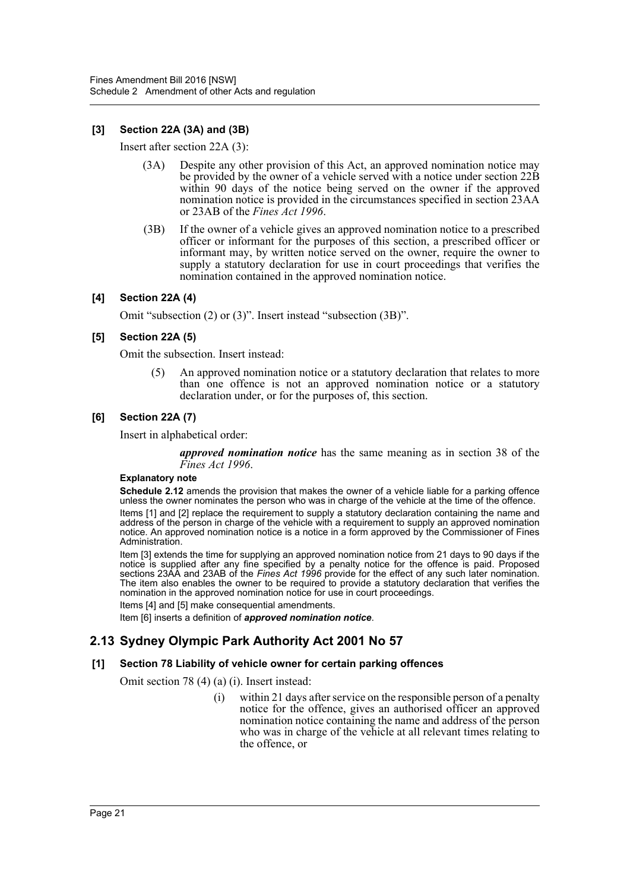### [3] Section 22A (3A) and (3B)

Insert after section 22A (3):

> (3A) Despite any other provision of this Act, an approved nomination notice may be provided by the owner of a vehicle served with a notice under section 22B within 90 days of the notice being served on the owner if the approved nomination notice is provided in the circumstances specified in section 23AA or 23AB of the *Fines Act 1996*.
>
> (3B) If the owner of a vehicle gives an approved nomination notice to a prescribed officer or informant for the purposes of this section, a prescribed officer or informant may, by written notice served on the owner, require the owner to supply a statutory declaration for use in court proceedings that verifies the nomination contained in the approved nomination notice.

### [4] Section 22A (4)

Omit "subsection (2) or (3)". Insert instead "subsection (3B)".

### [5] Section 22A (5)

Omit the subsection. Insert instead:

> (5) An approved nomination notice or a statutory declaration that relates to more than one offence is not an approved nomination notice or a statutory declaration under, or for the purposes of, this section.

### [6] Section 22A (7)

Insert in alphabetical order:

> ***approved nomination notice*** has the same meaning as in section 38 of the *Fines Act 1996*.

**Explanatory note**

**Schedule 2.12** amends the provision that makes the owner of a vehicle liable for a parking offence unless the owner nominates the person who was in charge of the vehicle at the time of the offence.

Items [1] and [2] replace the requirement to supply a statutory declaration containing the name and address of the person in charge of the vehicle with a requirement to supply an approved nomination notice. An approved nomination notice is a notice in a form approved by the Commissioner of Fines Administration.

Item [3] extends the time for supplying an approved nomination notice from 21 days to 90 days if the notice is supplied after any fine specified by a penalty notice for the offence is paid. Proposed sections 23AA and 23AB of the *Fines Act 1996* provide for the effect of any such later nomination. The item also enables the owner to be required to provide a statutory declaration that verifies the nomination in the approved nomination notice for use in court proceedings.

Items [4] and [5] make consequential amendments.

Item [6] inserts a definition of ***approved nomination notice***.

## 2.13 Sydney Olympic Park Authority Act 2001 No 57

### [1] Section 78 Liability of vehicle owner for certain parking offences

Omit section 78 (4) (a) (i). Insert instead:

> (i) within 21 days after service on the responsible person of a penalty notice for the offence, gives an authorised officer an approved nomination notice containing the name and address of the person who was in charge of the vehicle at all relevant times relating to the offence, or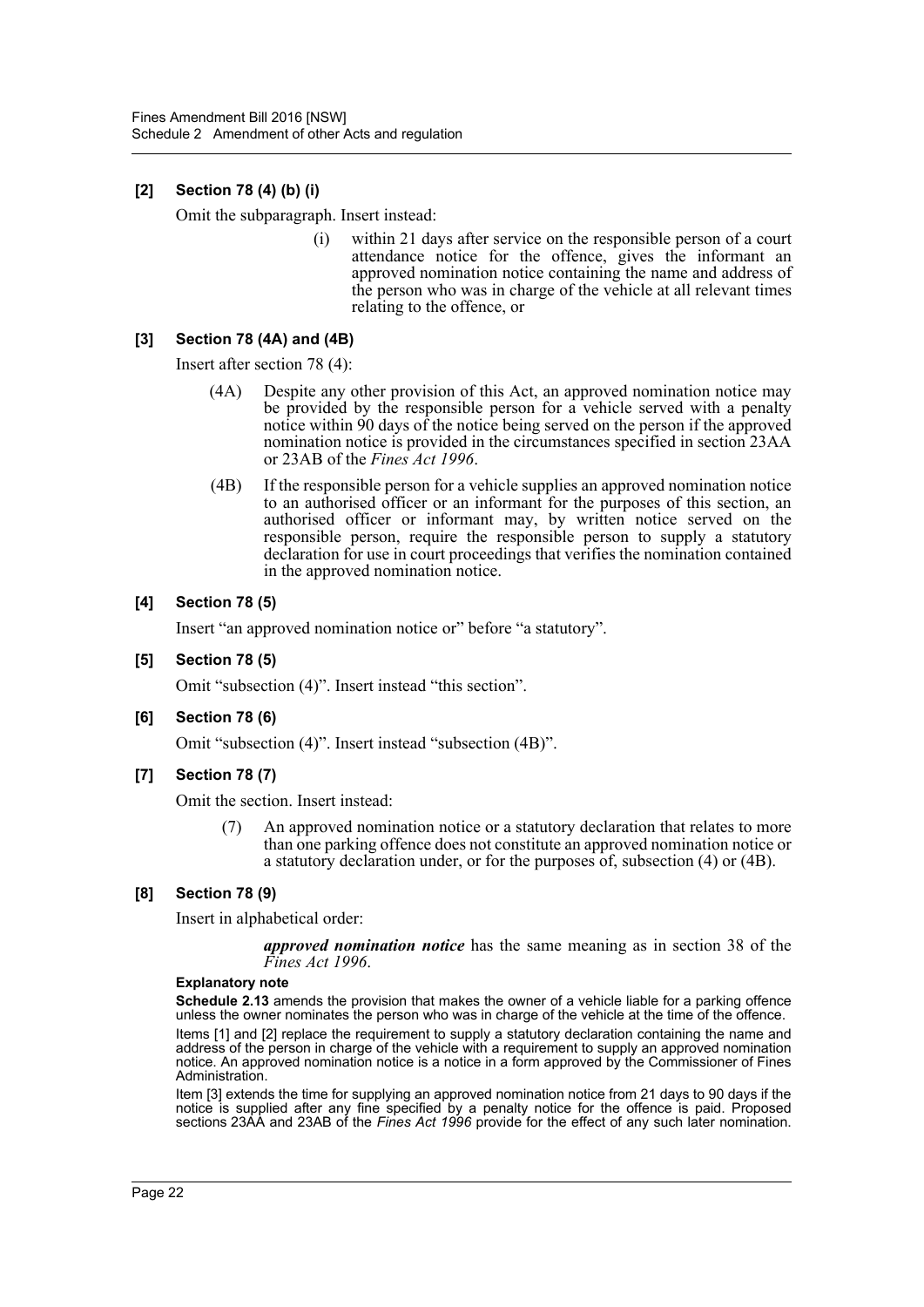### [2] Section 78 (4) (b) (i)

Omit the subparagraph. Insert instead:

> (i) within 21 days after service on the responsible person of a court attendance notice for the offence, gives the informant an approved nomination notice containing the name and address of the person who was in charge of the vehicle at all relevant times relating to the offence, or

### [3] Section 78 (4A) and (4B)

Insert after section 78 (4):

> (4A) Despite any other provision of this Act, an approved nomination notice may be provided by the responsible person for a vehicle served with a penalty notice within 90 days of the notice being served on the person if the approved nomination notice is provided in the circumstances specified in section 23AA or 23AB of the *Fines Act 1996*.
>
> (4B) If the responsible person for a vehicle supplies an approved nomination notice to an authorised officer or an informant for the purposes of this section, an authorised officer or informant may, by written notice served on the responsible person, require the responsible person to supply a statutory declaration for use in court proceedings that verifies the nomination contained in the approved nomination notice.

### [4] Section 78 (5)

Insert "an approved nomination notice or" before "a statutory".

### [5] Section 78 (5)

Omit "subsection (4)". Insert instead "this section".

### [6] Section 78 (6)

Omit "subsection (4)". Insert instead "subsection (4B)".

### [7] Section 78 (7)

Omit the section. Insert instead:

> (7) An approved nomination notice or a statutory declaration that relates to more than one parking offence does not constitute an approved nomination notice or a statutory declaration under, or for the purposes of, subsection (4) or (4B).

### [8] Section 78 (9)

Insert in alphabetical order:

> ***approved nomination notice*** has the same meaning as in section 38 of the *Fines Act 1996*.

**Explanatory note**

**Schedule 2.13** amends the provision that makes the owner of a vehicle liable for a parking offence unless the owner nominates the person who was in charge of the vehicle at the time of the offence.

Items [1] and [2] replace the requirement to supply a statutory declaration containing the name and address of the person in charge of the vehicle with a requirement to supply an approved nomination notice. An approved nomination notice is a notice in a form approved by the Commissioner of Fines Administration.

Item [3] extends the time for supplying an approved nomination notice from 21 days to 90 days if the notice is supplied after any fine specified by a penalty notice for the offence is paid. Proposed sections 23AA and 23AB of the *Fines Act 1996* provide for the effect of any such later nomination.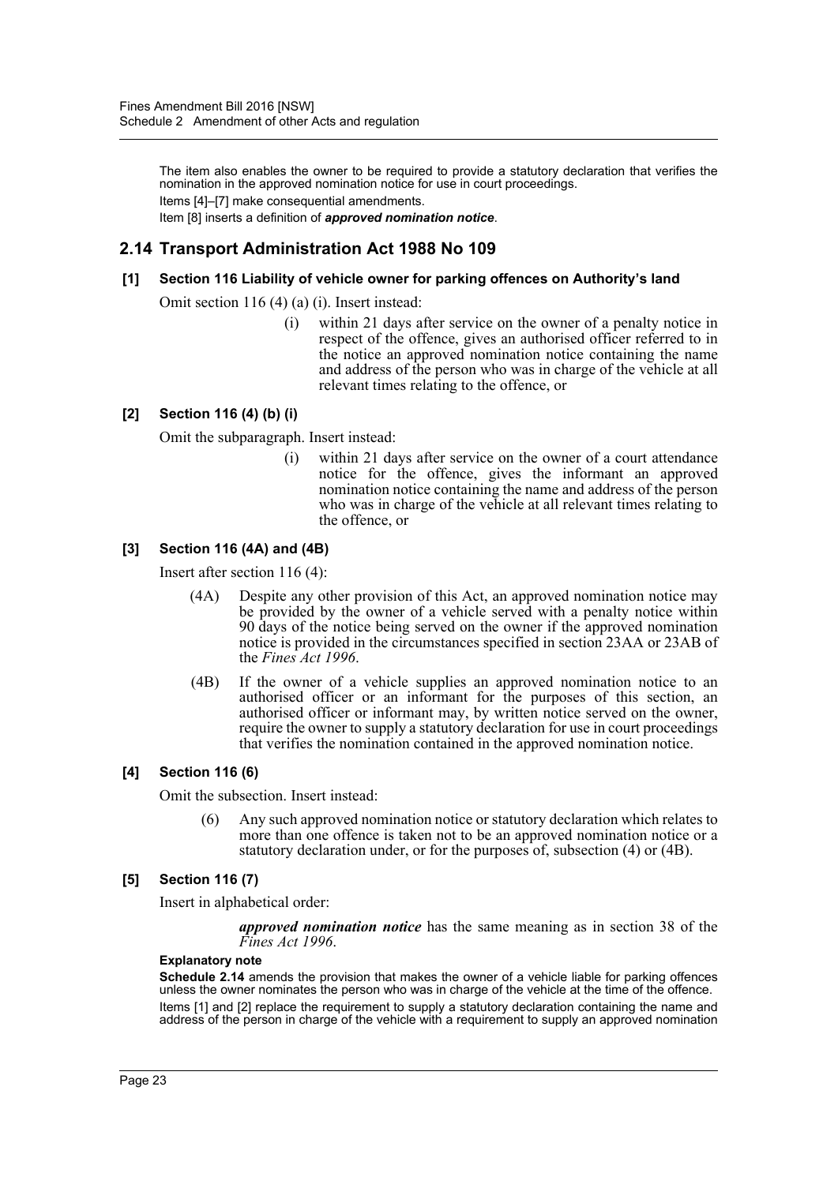The item also enables the owner to be required to provide a statutory declaration that verifies the nomination in the approved nomination notice for use in court proceedings.

Items [4]–[7] make consequential amendments.

Item [8] inserts a definition of ***approved nomination notice***.

## 2.14 Transport Administration Act 1988 No 109

### [1] Section 116 Liability of vehicle owner for parking offences on Authority's land

Omit section 116 (4) (a) (i). Insert instead:

> (i) within 21 days after service on the owner of a penalty notice in respect of the offence, gives an authorised officer referred to in the notice an approved nomination notice containing the name and address of the person who was in charge of the vehicle at all relevant times relating to the offence, or

### [2] Section 116 (4) (b) (i)

Omit the subparagraph. Insert instead:

> (i) within 21 days after service on the owner of a court attendance notice for the offence, gives the informant an approved nomination notice containing the name and address of the person who was in charge of the vehicle at all relevant times relating to the offence, or

### [3] Section 116 (4A) and (4B)

Insert after section 116 (4):

> (4A) Despite any other provision of this Act, an approved nomination notice may be provided by the owner of a vehicle served with a penalty notice within 90 days of the notice being served on the owner if the approved nomination notice is provided in the circumstances specified in section 23AA or 23AB of the *Fines Act 1996*.
>
> (4B) If the owner of a vehicle supplies an approved nomination notice to an authorised officer or an informant for the purposes of this section, an authorised officer or informant may, by written notice served on the owner, require the owner to supply a statutory declaration for use in court proceedings that verifies the nomination contained in the approved nomination notice.

### [4] Section 116 (6)

Omit the subsection. Insert instead:

> (6) Any such approved nomination notice or statutory declaration which relates to more than one offence is taken not to be an approved nomination notice or a statutory declaration under, or for the purposes of, subsection (4) or (4B).

### [5] Section 116 (7)

Insert in alphabetical order:

> ***approved nomination notice*** has the same meaning as in section 38 of the *Fines Act 1996*.

**Explanatory note**

**Schedule 2.14** amends the provision that makes the owner of a vehicle liable for parking offences unless the owner nominates the person who was in charge of the vehicle at the time of the offence.

Items [1] and [2] replace the requirement to supply a statutory declaration containing the name and address of the person in charge of the vehicle with a requirement to supply an approved nomination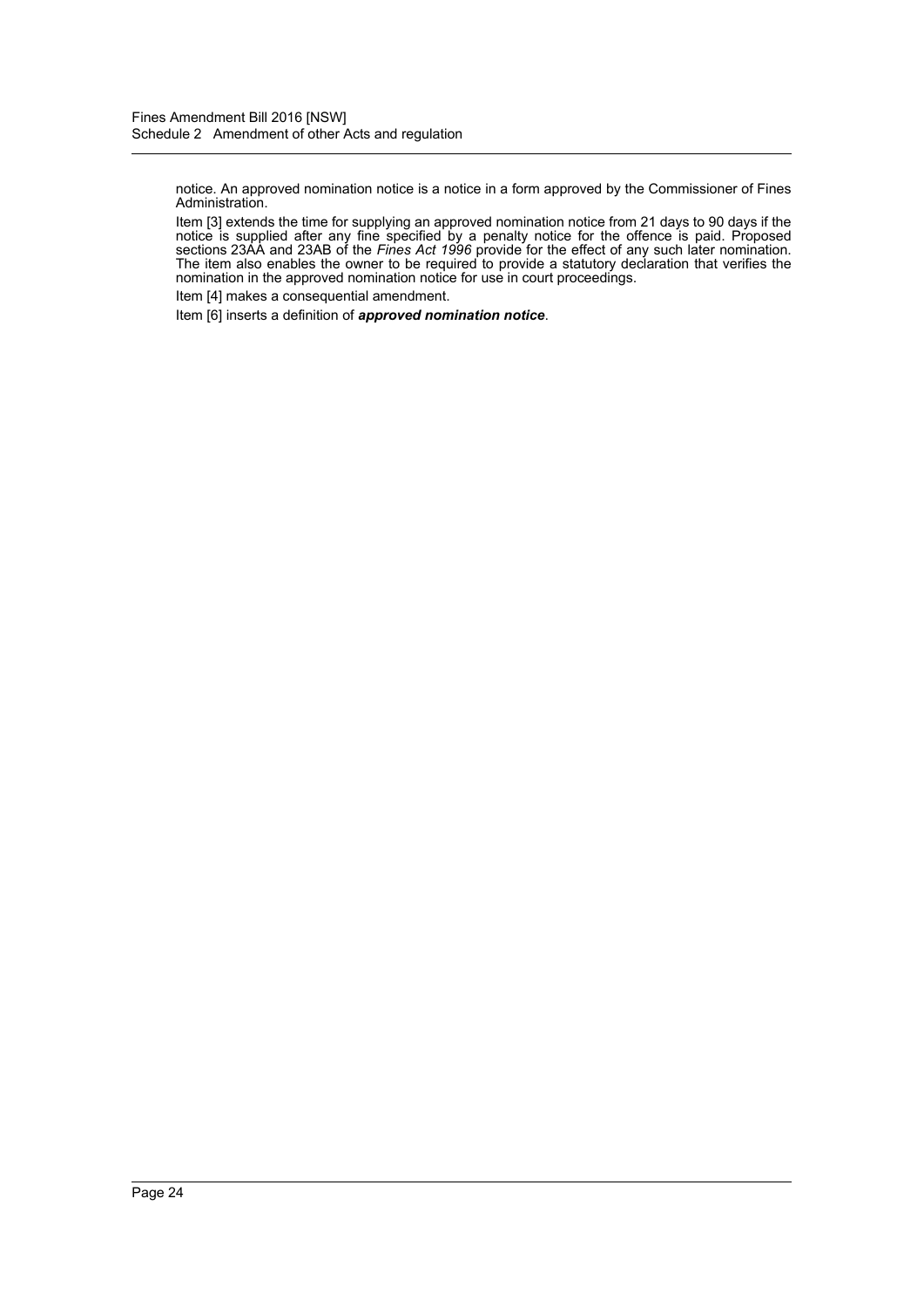notice. An approved nomination notice is a notice in a form approved by the Commissioner of Fines Administration.

Item [3] extends the time for supplying an approved nomination notice from 21 days to 90 days if the notice is supplied after any fine specified by a penalty notice for the offence is paid. Proposed sections 23AA and 23AB of the *Fines Act 1996* provide for the effect of any such later nomination. The item also enables the owner to be required to provide a statutory declaration that verifies the nomination in the approved nomination notice for use in court proceedings.

Item [4] makes a consequential amendment.

Item [6] inserts a definition of ***approved nomination notice***.